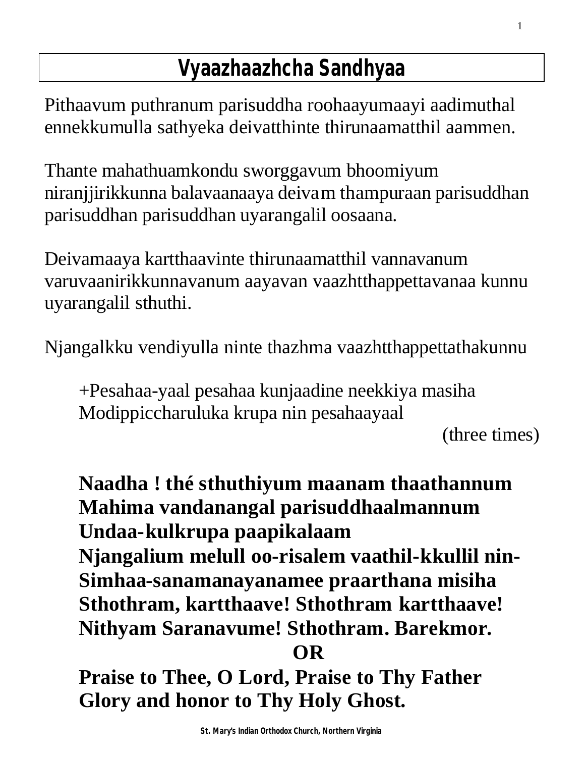# Vyaazhaazhcha Sandhyaa

Pithaavum puthranum parisuddha roohaayumaayi aadimuthal ennekkumulla sathyeka deivatthinte thirunaamatthil aammen.

Thante mahathuamkondu sworggavum bhoomiyum niranjjirikkunna balavaanaaya deivam thampuraan parisuddhan parisuddhan parisuddhan uyarangalil oosaana.

Deivamaaya kartthaavinte thirunaamatthil vannavanum varuvaanirikkunnavanum aayavan vaazhtthappettavanaa kunnu uyarangalil sthuthi.

Njangalkku vendiyulla ninte thazhma vaazhtthappettathakunnu

+Pesahaa-yaal pesahaa kunjaadine neekkiya masiha
Modippiccharuluka krupa nin pesahaayaal

(three times)

**Naadha ! thé sthuthiyum maanam thaathannum**
**Mahima vandanangal parisuddhaalmannum**
**Undaa-kulkrupa paapikalaam**
**Njangalium melull oo-risalem vaathil-kkullil nin-**
**Simhaa-sanamanayanamee praarthana misiha**
**Sthothram, kartthaave! Sthothram kartthaave!**
**Nithyam Saranavume! Sthothram. Barekmor.**

**OR**

**Praise to Thee, O Lord, Praise to Thy Father**
**Glory and honor to Thy Holy Ghost.**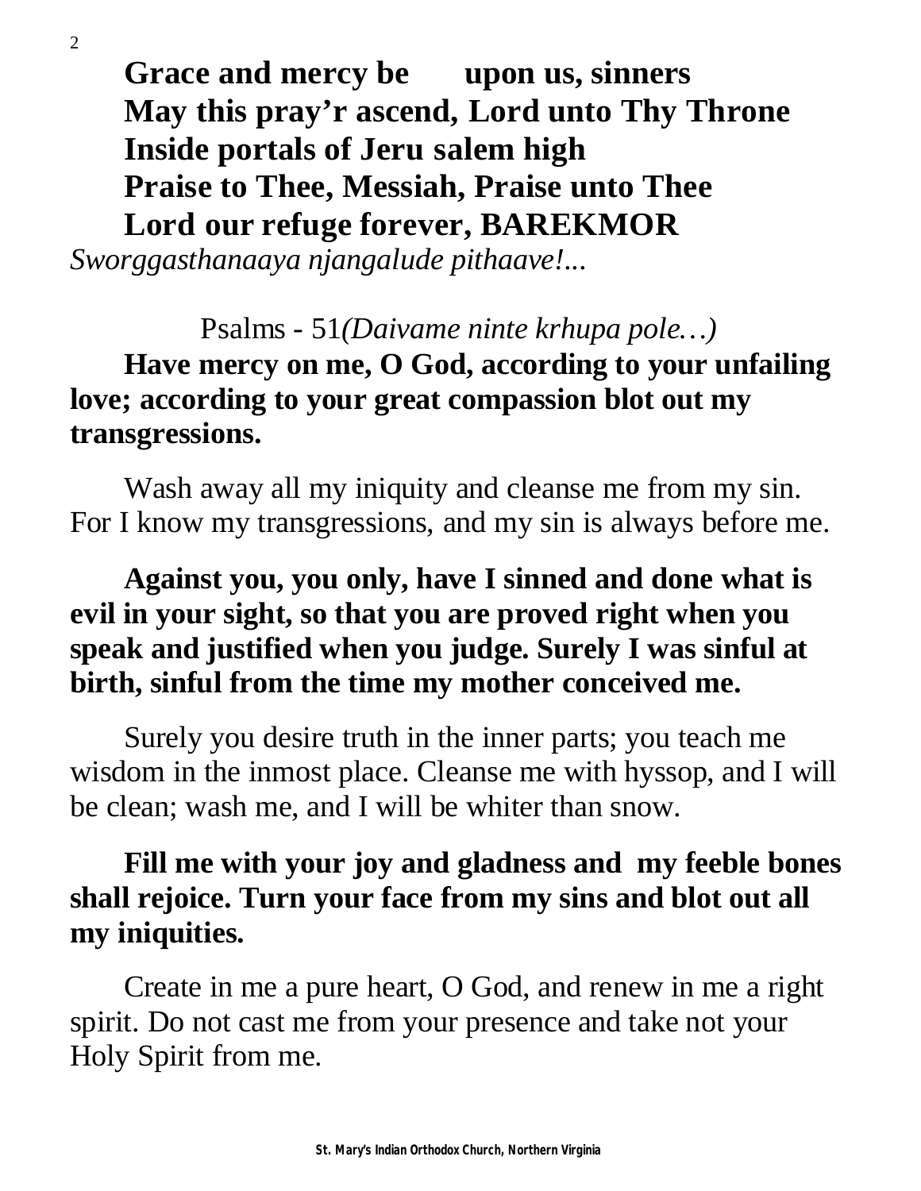**Grace and mercy be upon us, sinners**
**May this pray'r ascend, Lord unto Thy Throne**
**Inside portals of Jeru salem high**
**Praise to Thee, Messiah, Praise unto Thee**
**Lord our refuge forever, BAREKMOR**

*Sworggasthanaaya njangalude pithaave!...*

Psalms - 51*(Daivame ninte krhupa pole…)*

**Have mercy on me, O God, according to your unfailing love; according to your great compassion blot out my transgressions.**

Wash away all my iniquity and cleanse me from my sin. For I know my transgressions, and my sin is always before me.

**Against you, you only, have I sinned and done what is evil in your sight, so that you are proved right when you speak and justified when you judge. Surely I was sinful at birth, sinful from the time my mother conceived me.**

Surely you desire truth in the inner parts; you teach me wisdom in the inmost place. Cleanse me with hyssop, and I will be clean; wash me, and I will be whiter than snow.

**Fill me with your joy and gladness and my feeble bones shall rejoice. Turn your face from my sins and blot out all my iniquities.**

Create in me a pure heart, O God, and renew in me a right spirit. Do not cast me from your presence and take not your Holy Spirit from me.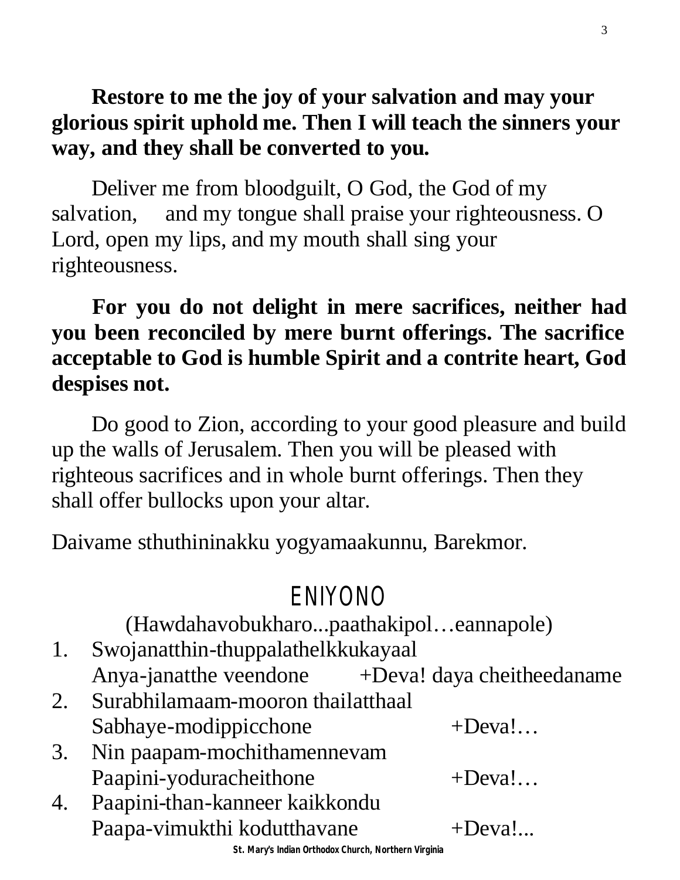**Restore to me the joy of your salvation and may your glorious spirit uphold me. Then I will teach the sinners your way, and they shall be converted to you.**

Deliver me from bloodguilt, O God, the God of my salvation, and my tongue shall praise your righteousness. O Lord, open my lips, and my mouth shall sing your righteousness.

**For you do not delight in mere sacrifices, neither had you been reconciled by mere burnt offerings. The sacrifice acceptable to God is humble Spirit and a contrite heart, God despises not.**

Do good to Zion, according to your good pleasure and build up the walls of Jerusalem. Then you will be pleased with righteous sacrifices and in whole burnt offerings. Then they shall offer bullocks upon your altar.

Daivame sthuthininakku yogyamaakunnu, Barekmor.

## ENIYONO

(Hawdahavobukharo...paathakipol…eannapole)

1. Swojanatthin-thuppalathelkkukayaal
   Anya-janatthe veendone +Deva! daya cheitheedaname
2. Surabhilamaam-mooron thailatthaal
   Sabhaye-modippicchone +Deva!…
3. Nin paapam-mochithamennevam
   Paapini-yoduracheithone +Deva!…
4. Paapini-than-kanneer kaikkondu
   Paapa-vimukthi kodutthavane +Deva!...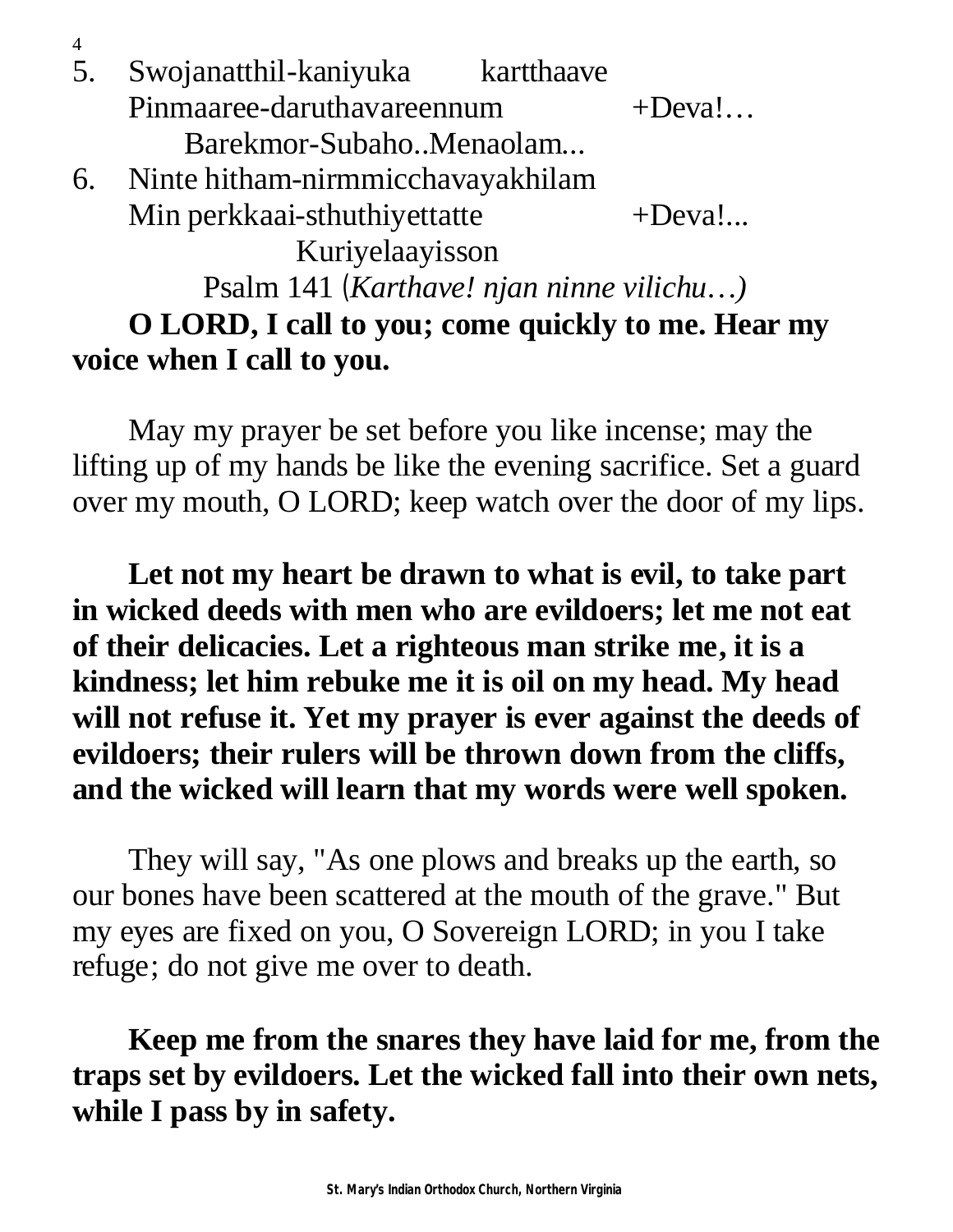5. Swojanatthil-kaniyuka kartthaave
   Pinmaaree-daruthavareennum +Deva!…
   Barekmor-Subaho..Menaolam...
6. Ninte hitham-nirmmicchavayakhilam
   Min perkkaai-sthuthiyettatte +Deva!...
   Kuriyelaayisson

Psalm 141 (*Karthave! njan ninne vilichu…)*

**O LORD, I call to you; come quickly to me. Hear my voice when I call to you.**

May my prayer be set before you like incense; may the lifting up of my hands be like the evening sacrifice. Set a guard over my mouth, O LORD; keep watch over the door of my lips.

**Let not my heart be drawn to what is evil, to take part in wicked deeds with men who are evildoers; let me not eat of their delicacies. Let a righteous man strike me, it is a kindness; let him rebuke me it is oil on my head. My head will not refuse it. Yet my prayer is ever against the deeds of evildoers; their rulers will be thrown down from the cliffs, and the wicked will learn that my words were well spoken.**

They will say, "As one plows and breaks up the earth, so our bones have been scattered at the mouth of the grave." But my eyes are fixed on you, O Sovereign LORD; in you I take refuge; do not give me over to death.

**Keep me from the snares they have laid for me, from the traps set by evildoers. Let the wicked fall into their own nets, while I pass by in safety.**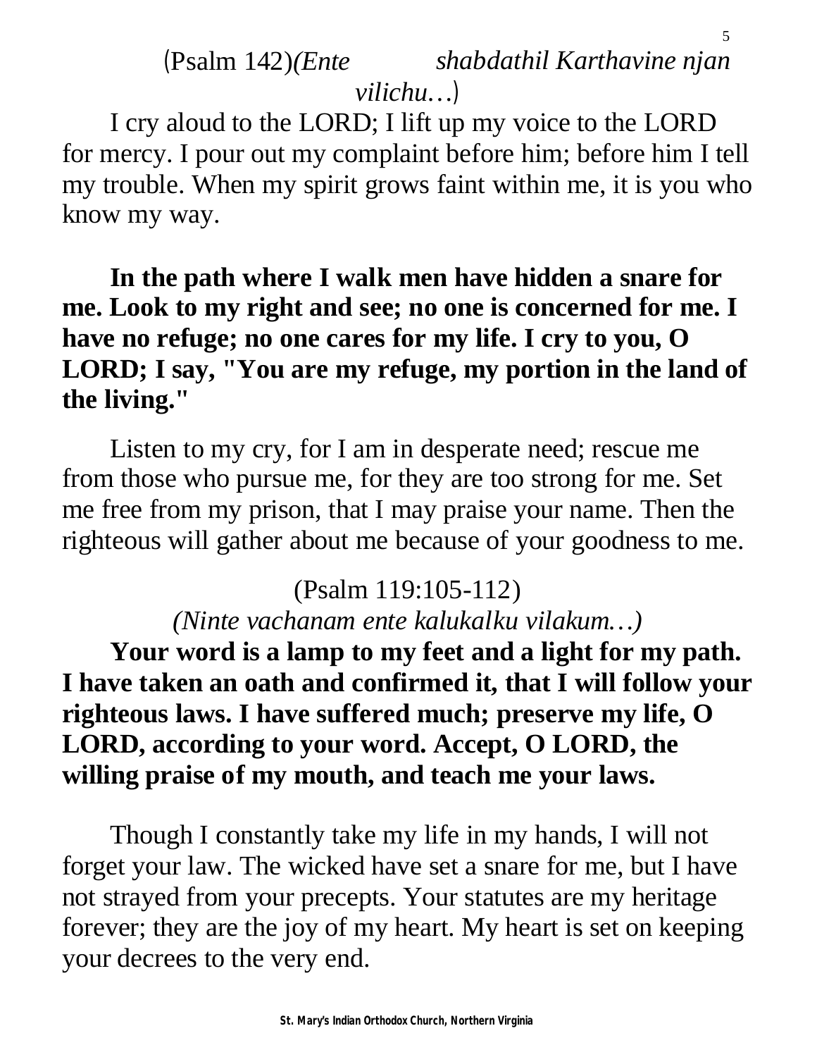(Psalm 142)*(Ente shabdathil Karthavine njan vilichu…)*

I cry aloud to the LORD; I lift up my voice to the LORD for mercy. I pour out my complaint before him; before him I tell my trouble. When my spirit grows faint within me, it is you who know my way.

**In the path where I walk men have hidden a snare for me. Look to my right and see; no one is concerned for me. I have no refuge; no one cares for my life. I cry to you, O LORD; I say, "You are my refuge, my portion in the land of the living."**

Listen to my cry, for I am in desperate need; rescue me from those who pursue me, for they are too strong for me. Set me free from my prison, that I may praise your name. Then the righteous will gather about me because of your goodness to me.

(Psalm 119:105-112)

*(Ninte vachanam ente kalukalku vilakum…)*

**Your word is a lamp to my feet and a light for my path. I have taken an oath and confirmed it, that I will follow your righteous laws. I have suffered much; preserve my life, O LORD, according to your word. Accept, O LORD, the willing praise of my mouth, and teach me your laws.**

Though I constantly take my life in my hands, I will not forget your law. The wicked have set a snare for me, but I have not strayed from your precepts. Your statutes are my heritage forever; they are the joy of my heart. My heart is set on keeping your decrees to the very end.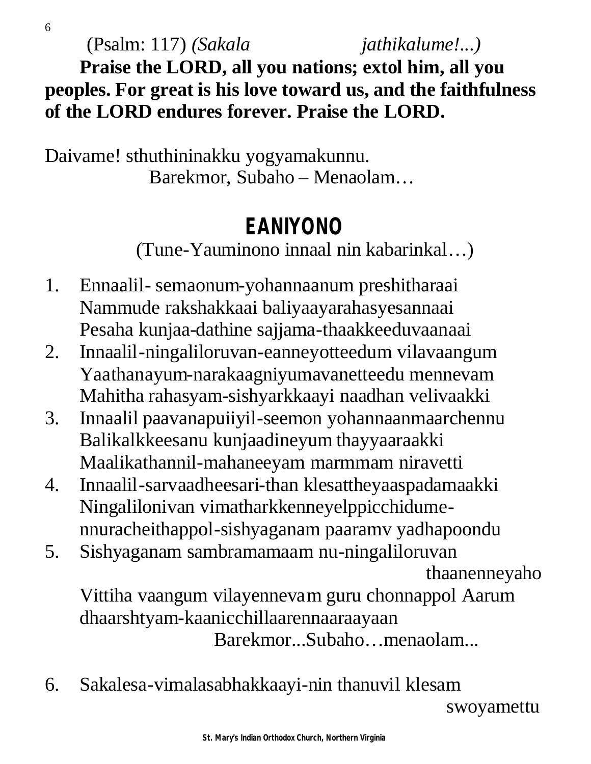(Psalm: 117) *(Sakala jathikalume!...)*

**Praise the LORD, all you nations; extol him, all you peoples. For great is his love toward us, and the faithfulness of the LORD endures forever. Praise the LORD.**

Daivame! sthuthininakku yogyamakunnu.
Barekmor, Subaho – Menaolam…

## EANIYONO

(Tune-Yauminono innaal nin kabarinkal…)

1. Ennaalil- semaonum-yohannaanum preshitharaai
   Nammude rakshakkaai baliyaayarahasyesannaai
   Pesaha kunjaa-dathine sajjama-thaakkeeduvaanaai
2. Innaalil-ningaliloruvan-eanneyotteedum vilavaangum
   Yaathanayum-narakaagniyumavanetteedu mennevam
   Mahitha rahasyam-sishyarkkaayi naadhan velivaakki
3. Innaalil paavanapuiiyil-seemon yohannaanmaarchennu
   Balikalkkeesanu kunjaadineyum thayyaaraakki
   Maalikathannil-mahaneeyam marmmam niravetti
4. Innaalil-sarvaadheesari-than klesattheyaaspadamaakki
   Ningalilonivan vimatharkkenneyelppicchidume-
   nnuracheithappol-sishyaganam paaramv yadhapoondu
5. Sishyaganam sambramamaam nu-ningaliloruvan thaanenneyaho
   Vittiha vaangum vilayennevam guru chonnappol Aarum
   dhaarshtyam-kaanicchillaarennaaraayaan
   Barekmor...Subaho…menaolam...

6. Sakalesa-vimalasabhakkaayi-nin thanuvil klesam swoyamettu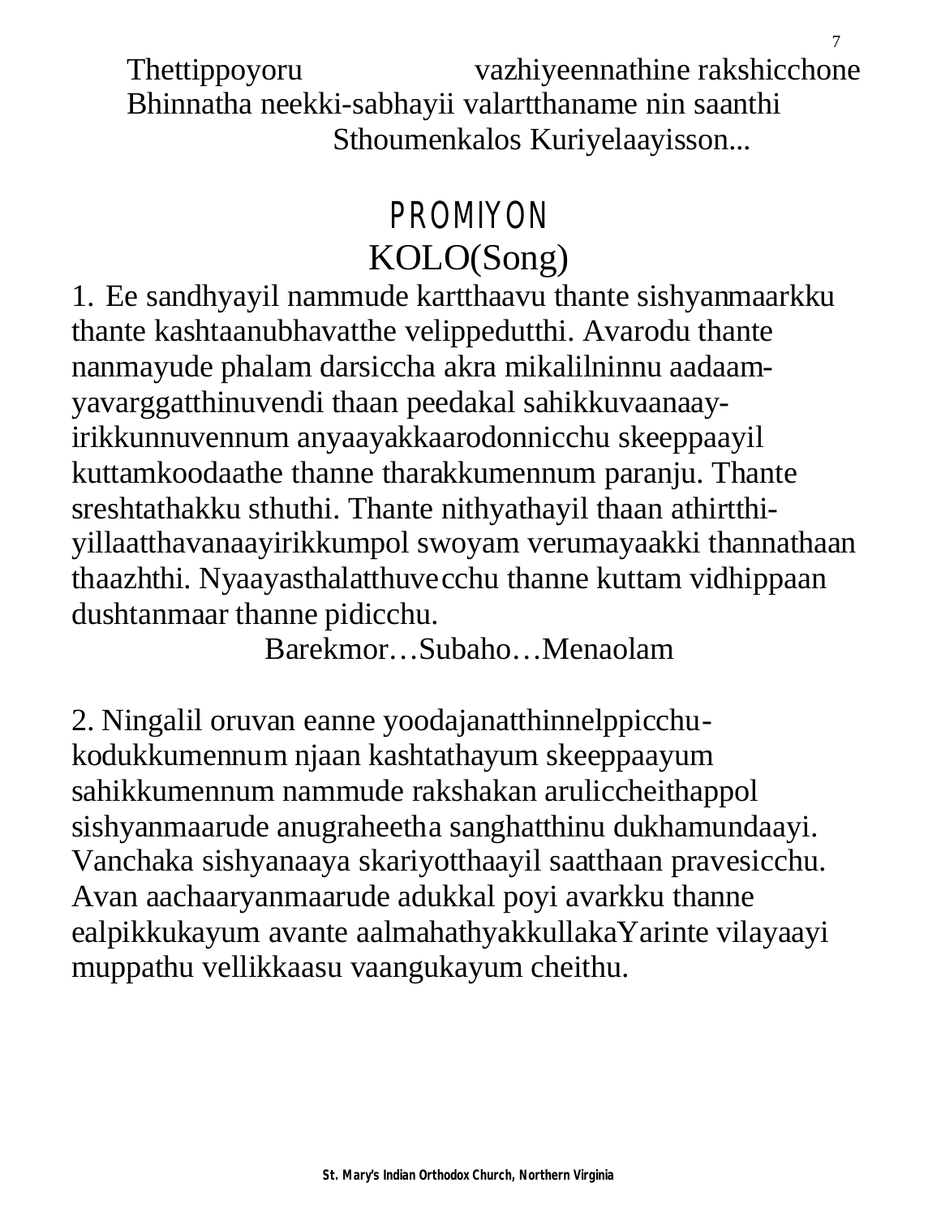Thettippoyoru vazhiyeennathine rakshicchone
Bhinnatha neekki-sabhayii valartthaname nin saanthi
Sthoumenkalos Kuriyelaayisson...

# PROMIYON

## KOLO(Song)

1. Ee sandhyayil nammude kartthaavu thante sishyanmaarkku thante kashtaanubhavatthe velippedutthi. Avarodu thante nanmayude phalam darsiccha akra mikalilninnu aadaam-yavarggatthinuvendi thaan peedakal sahikkuvaanaay-irikkunnuvennum anyaayakkaarodonnicchu skeeppaayil kuttamkoodaathe thanne tharakkumennum paranju. Thante sreshtathakku sthuthi. Thante nithyathayil thaan athirtthi-yillaatthavanaayirikkumpol swoyam verumayaakki thannathaan thaazhthi. Nyaayasthalatthuvecchu thanne kuttam vidhippaan dushtanmaar thanne pidicchu.

Barekmor…Subaho…Menaolam

2. Ningalil oruvan eanne yoodajanatthinnelppicchu-kodukkumennum njaan kashtathayum skeeppaayum sahikkumennum nammude rakshakan aruliccheithappol sishyanmaarude anugraheetha sanghatthinu dukhamundaayi. Vanchaka sishyanaaya skariyotthaayil saatthaan pravesicchu. Avan aachaaryanmaarude adukkal poyi avarkku thanne ealpikkukayum avante aalmahathyakkullakaYarinte vilayaayi muppathu vellikkaasu vaangukayum cheithu.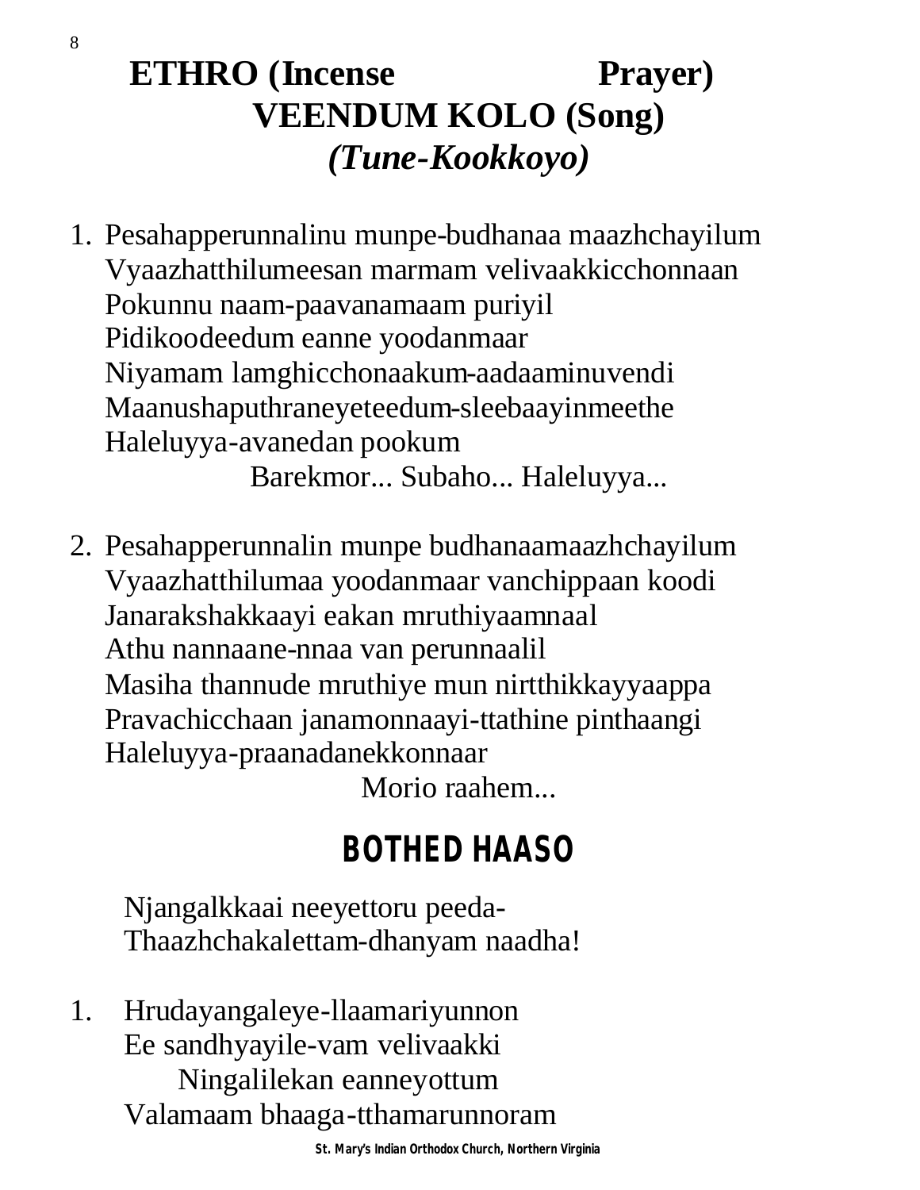# ETHRO (Incense Prayer)
## VEENDUM KOLO (Song)
### *(Tune-Kookkoyo)*

1. Pesahapperunnalinu munpe-budhanaa maazhchayilum
   Vyaazhatthilumeesan marmam velivaakkicchonnaan
   Pokunnu naam-paavanamaam puriyil
   Pidikoodeedum eanne yoodanmaar
   Niyamam lamghicchonaakum-aadaaminuvendi
   Maanushaputhraneyeteedum-sleebaayinmeethe
   Haleluyya-avanedan pookum
   
   Barekmor... Subaho... Haleluyya...

2. Pesahapperunnalin munpe budhanaamaazhchayilum
   Vyaazhatthilumaa yoodanmaar vanchippaan koodi
   Janarakshakkaayi eakan mruthiyaamnaal
   Athu nannaane-nnaa van perunnaalil
   Masiha thannude mruthiye mun nirtthikkayyaappa
   Pravachicchaan janamonnaayi-ttathine pinthaangi
   Haleluyya-praanadanekkonnaar
   
   Morio raahem...

## BOTHED HAASO

Njangalkkaai neeyettoru peeda-
Thaazhchakalettam-dhanyam naadha!

1. Hrudayangaleye-llaamariyunnon
   Ee sandhyayile-vam velivaakki
   Ningalilekan eanneyottum
   Valamaam bhaaga-tthamarunnoram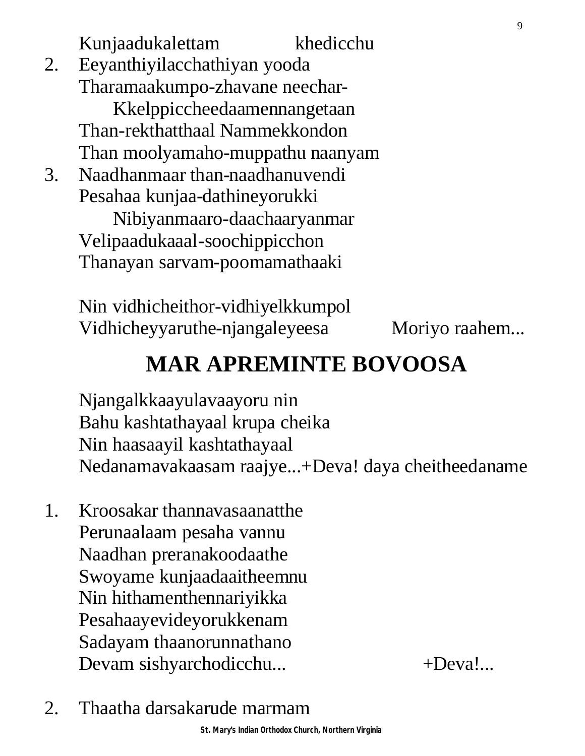Kunjaadukalettam khedicchu

2. Eeyanthiyilacchathiyan yooda
   Tharamaakumpo-zhavane neechar-
   Kkelppiccheedaamennangetaan
   Than-rekthatthaal Nammekkondon
   Than moolyamaho-muppathu naanyam

3. Naadhanmaar than-naadhanuvendi
   Pesahaa kunjaa-dathineyorukki
   Nibiyanmaaro-daachaaryanmar
   Velipaadukaaal-soochippicchon
   Thanayan sarvam-poomamathaaki

Nin vidhicheithor-vidhiyelkkumpol
Vidhicheyyaruthe-njangaleyeesa Moriyo raahem...

## MAR APREMINTE BOVOOSA

Njangalkkaayulavaayoru nin
Bahu kashtathayaal krupa cheika
Nin haasaayil kashtathayaal
Nedanamavakaasam raajye...+Deva! daya cheitheedaname

1. Kroosakar thannavasaanatthe
   Perunaalaam pesaha vannu
   Naadhan preranakoodaathe
   Swoyame kunjaadaaitheemnu
   Nin hithamenthennariyikka
   Pesahaayevideyorukkenam
   Sadayam thaanorunnathano
   Devam sishyarchodicchu... +Deva!...

2. Thaatha darsakarude marmam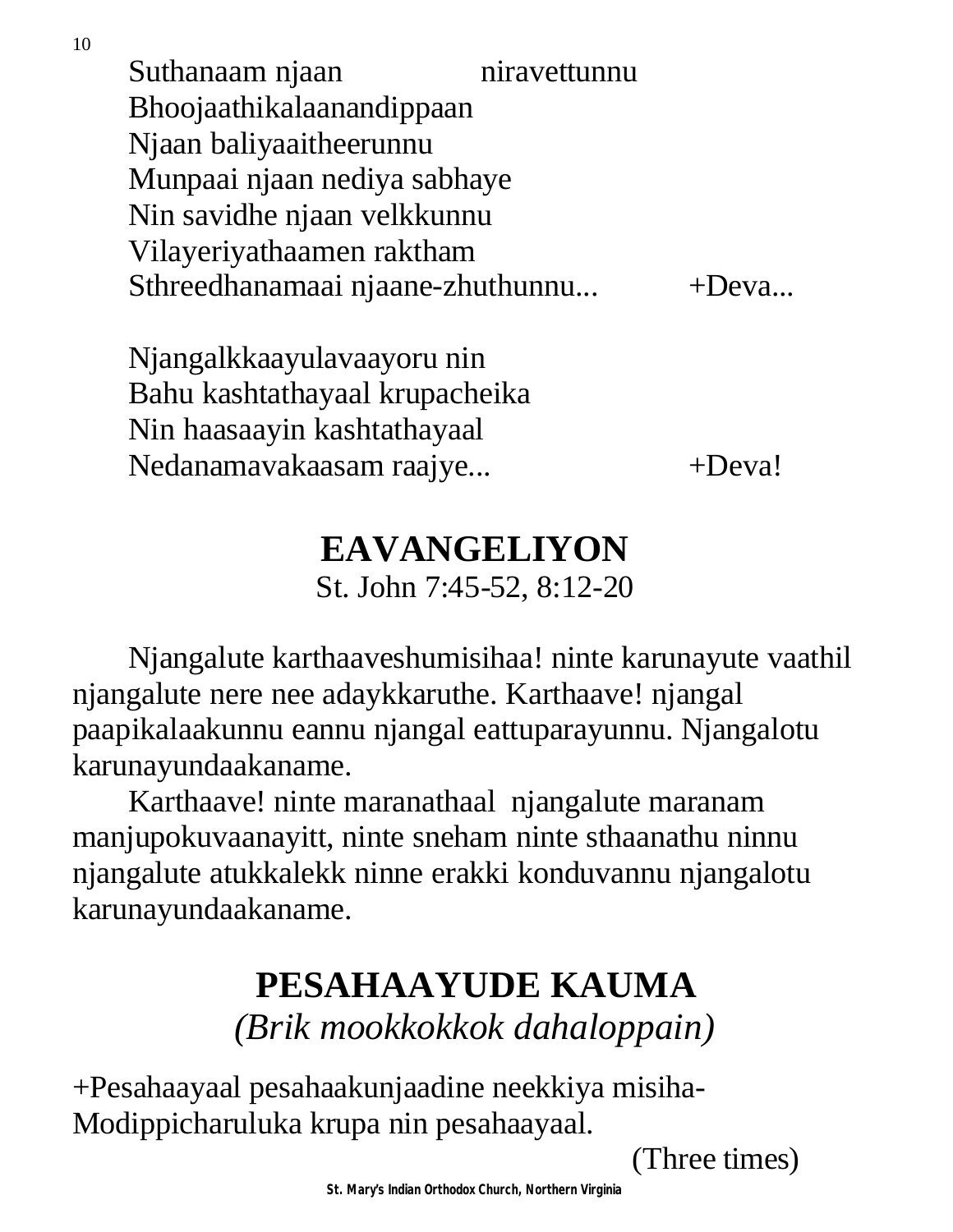Suthanaam njaan niravettunnu
Bhoojaathikalaanandippaan
Njaan baliyaaitheerunnu
Munpaai njaan nediya sabhaye
Nin savidhe njaan velkkunnu
Vilayeriyathaamen raktham
Sthreedhanamaai njaane-zhuthunnu... +Deva...

Njangalkkaayulavaayoru nin
Bahu kashtathayaal krupacheika
Nin haasaayin kashtathayaal
Nedanamavakaasam raajye... +Deva!

## EAVANGELIYON

St. John 7:45-52, 8:12-20

Njangalute karthaaveshumisihaa! ninte karunayute vaathil njangalute nere nee adaykkaruthe. Karthaave! njangal paapikalaakunnu eannu njangal eattuparayunnu. Njangalotu karunayundaakaname.

Karthaave! ninte maranathaal njangalute maranam manjupokuvaanayitt, ninte sneham ninte sthaanathu ninnu njangalute atukkalekk ninne erakki konduvannu njangalotu karunayundaakaname.

## PESAHAAYUDE KAUMA

*(Brik mookkokkok dahaloppain)*

+Pesahaayaal pesahaakunjaadine neekkiya misiha-
Modippicharuluka krupa nin pesahaayaal.

(Three times)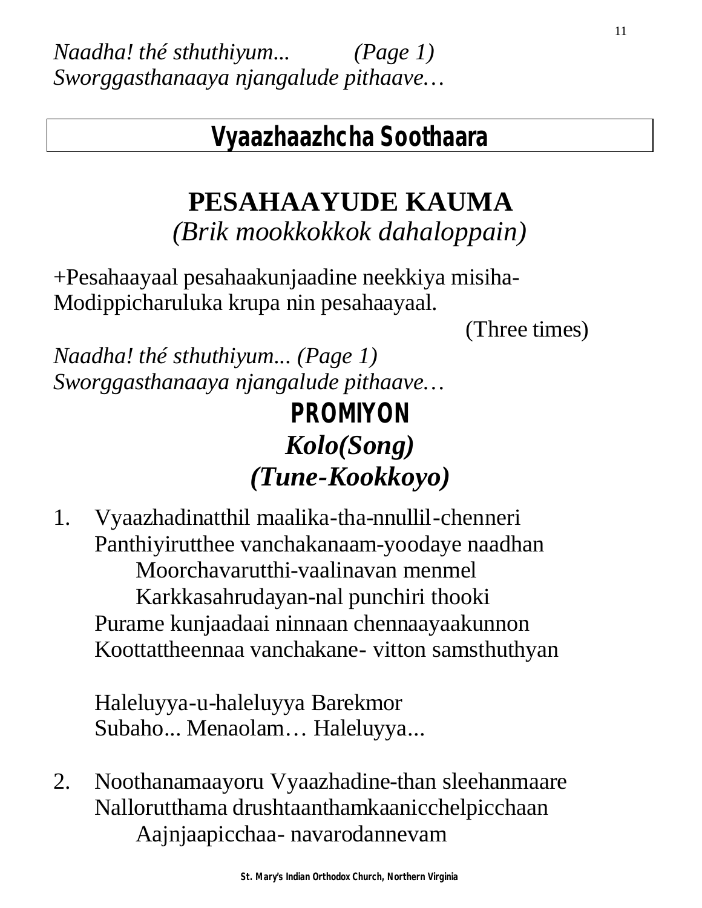*Naadha! thé sthuthiyum... (Page 1)*
*Sworggasthanaaya njangalude pithaave…*

## Vyaazhaazhcha Soothaara

# PESAHAAYUDE KAUMA

*(Brik mookkokkok dahaloppain)*

+Pesahaayaal pesahaakunjaadine neekkiya misiha-
Modippicharuluka krupa nin pesahaayaal.

(Three times)

*Naadha! thé sthuthiyum... (Page 1)*
*Sworggasthanaaya njangalude pithaave…*

## PROMIYON

### *Kolo(Song)*

### *(Tune-Kookkoyo)*

1. Vyaazhadinatthil maalika-tha-nnullil-chenneri
   Panthiyirutthee vanchakanaam-yoodaye naadhan
   Moorchavarutthi-vaalinavan menmel
   Karkkasahrudayan-nal punchiri thooki
   Purame kunjaadaai ninnaan chennaayaakunnon
   Koottattheennaa vanchakane- vitton samsthuthyan

   Haleluyya-u-haleluyya Barekmor
   Subaho... Menaolam… Haleluyya...

2. Noothanamaayoru Vyaazhadine-than sleehanmaare
   Nallorutthama drushtaanthamkaanicchelpicchaan
   Aajnjaapicchaa- navarodannevam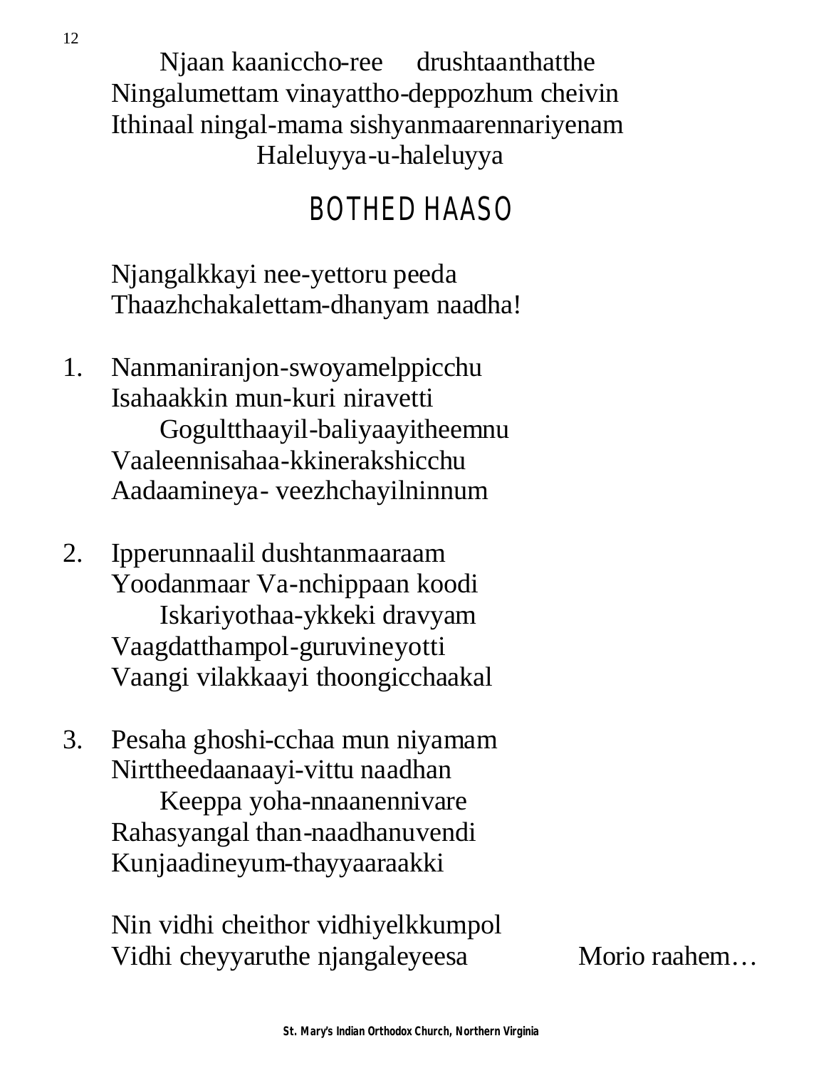Njaan kaaniccho-ree drushtaanthatthe
Ningalumettam vinayattho-deppozhum cheivin
Ithinaal ningal-mama sishyanmaarennariyenam
Haleluyya-u-haleluyya

## BOTHED HAASO

Njangalkkayi nee-yettoru peeda
Thaazhchakalettam-dhanyam naadha!

1. Nanmaniranjon-swoyamelppicchu
   Isahaakkin mun-kuri niravetti
   Gogultthaayil-baliyaayitheemnu
   Vaaleennisahaa-kkinerakshicchu
   Aadaamineya- veezhchayilninnum

2. Ipperunnaalil dushtanmaaraam
   Yoodanmaar Va-nchippaan koodi
   Iskariyothaa-ykkeki dravyam
   Vaagdatthampol-guruvineyotti
   Vaangi vilakkaayi thoongicchaakal

3. Pesaha ghoshi-cchaa mun niyamam
   Nirttheedaanaayi-vittu naadhan
   Keeppa yoha-nnaanennivare
   Rahasyangal than-naadhanuvendi
   Kunjaadineyum-thayyaaraakki

Nin vidhi cheithor vidhiyelkkumpol
Vidhi cheyyaruthe njangaleyeesa Morio raahem…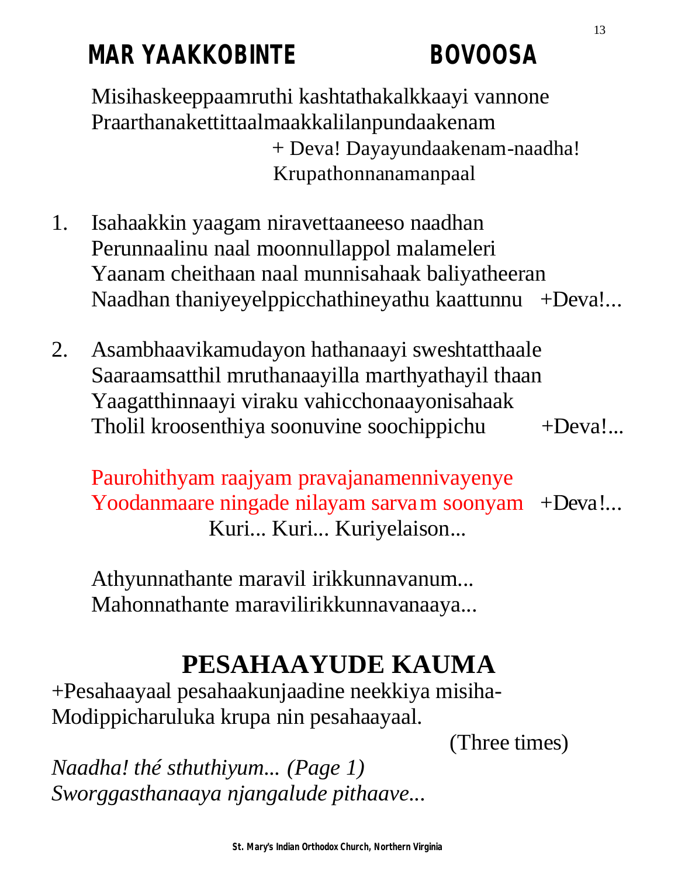# MAR YAAKKOBINTE BOVOOSA

Misihaskeeppaamruthi kashtathakalkkaayi vannone
Praarthanakettittaalmaakkalilanpundaakenam
+ Deva! Dayayundaakenam-naadha!
Krupathonnanamanpaal

1. Isahaakkin yaagam niravettaaneeso naadhan
   Perunnaalinu naal moonnullappol malameleri
   Yaanam cheithaan naal munnisahaak baliyatheeran
   Naadhan thaniyeyelppicchathineyathu kaattunnu +Deva!...

2. Asambhaavikamudayon hathanaayi sweshtatthaale
   Saaraamsatthil mruthanaayilla marthyathayil thaan
   Yaagatthinnaayi viraku vahicchonaayonisahaak
   Tholil kroosenthiya soonuvine soochippichu +Deva!...

Paurohithyam raajyam pravajanamennivayenye
Yoodanmaare ningade nilayam sarvam soonyam +Deva!...
Kuri... Kuri... Kuriyelaison...

Athyunnathante maravil irikkunnavanum...
Mahonnathante maravilirikkunnavanaaya...

# PESAHAAYUDE KAUMA

+Pesahaayaal pesahaakunjaadine neekkiya misiha-
Modippicharuluka krupa nin pesahaayaal.

(Three times)

*Naadha! thé sthuthiyum... (Page 1)*
*Sworggasthanaaya njangalude pithaave...*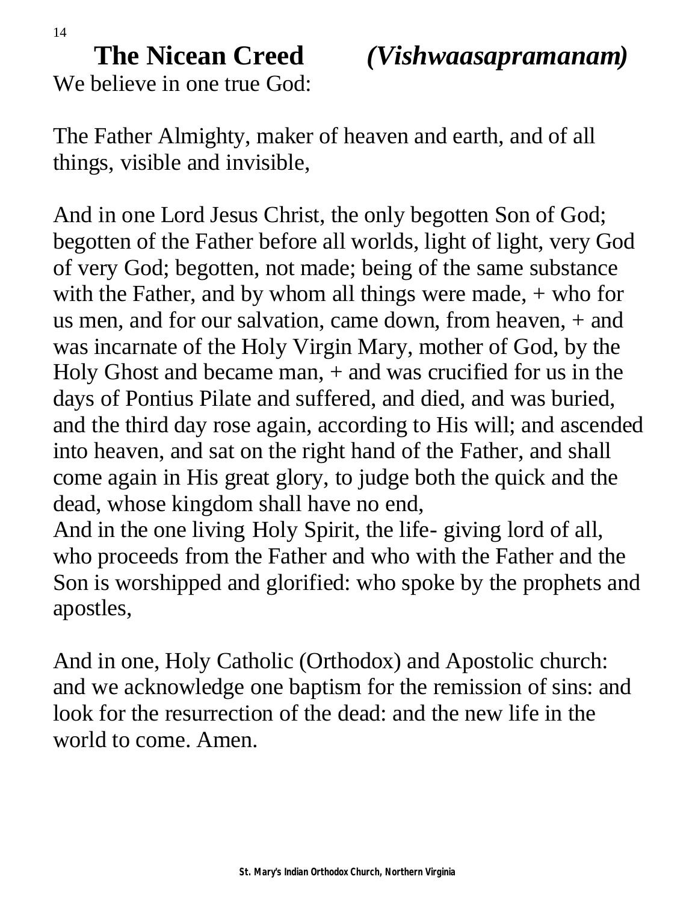# The Nicean Creed *(Vishwaasapramanam)*

We believe in one true God:

The Father Almighty, maker of heaven and earth, and of all things, visible and invisible,

And in one Lord Jesus Christ, the only begotten Son of God; begotten of the Father before all worlds, light of light, very God of very God; begotten, not made; being of the same substance with the Father, and by whom all things were made, + who for us men, and for our salvation, came down, from heaven, + and was incarnate of the Holy Virgin Mary, mother of God, by the Holy Ghost and became man, + and was crucified for us in the days of Pontius Pilate and suffered, and died, and was buried, and the third day rose again, according to His will; and ascended into heaven, and sat on the right hand of the Father, and shall come again in His great glory, to judge both the quick and the dead, whose kingdom shall have no end,
And in the one living Holy Spirit, the life- giving lord of all, who proceeds from the Father and who with the Father and the Son is worshipped and glorified: who spoke by the prophets and apostles,

And in one, Holy Catholic (Orthodox) and Apostolic church: and we acknowledge one baptism for the remission of sins: and look for the resurrection of the dead: and the new life in the world to come. Amen.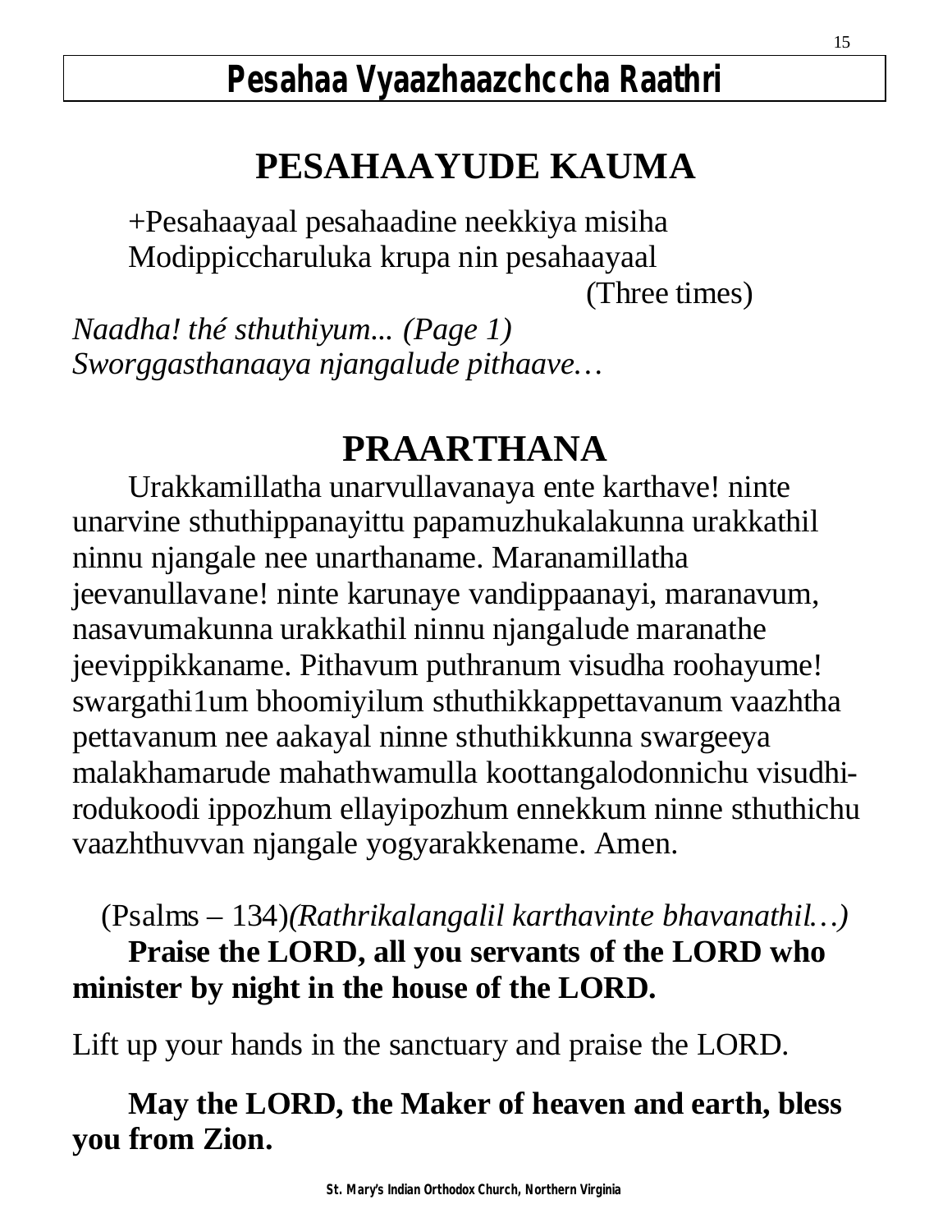# Pesahaa Vyaazhaazchccha Raathri

## PESAHAAYUDE KAUMA

+Pesahaayaal pesahaadine neekkiya misiha
Modippiccharuluka krupa nin pesahaayaal

(Three times)

*Naadha! thé sthuthiyum... (Page 1)*
*Sworggasthanaaya njangalude pithaave…*

## PRAARTHANA

Urakkamillatha unarvullavanaya ente karthave! ninte unarvine sthuthippanayittu papamuzhukalakunna urakkathil ninnu njangale nee unarthaname. Maranamillatha jeevanullavane! ninte karunaye vandippaanayi, maranavum, nasavumakunna urakkathil ninnu njangalude maranathe jeevippikkaname. Pithavum puthranum visudha roohayume! swargathi1um bhoomiyilum sthuthikkappettavanum vaazhtha pettavanum nee aakayal ninne sthuthikkunna swargeeya malakhamarude mahathwamulla koottangalodonnichu visudhi-rodukoodi ippozhum ellayipozhum ennekkum ninne sthuthichu vaazhthuvvan njangale yogyarakkename. Amen.

(Psalms – 134)*(Rathrikalangalil karthavinte bhavanathil…)*

**Praise the LORD, all you servants of the LORD who minister by night in the house of the LORD.**

Lift up your hands in the sanctuary and praise the LORD.

**May the LORD, the Maker of heaven and earth, bless you from Zion.**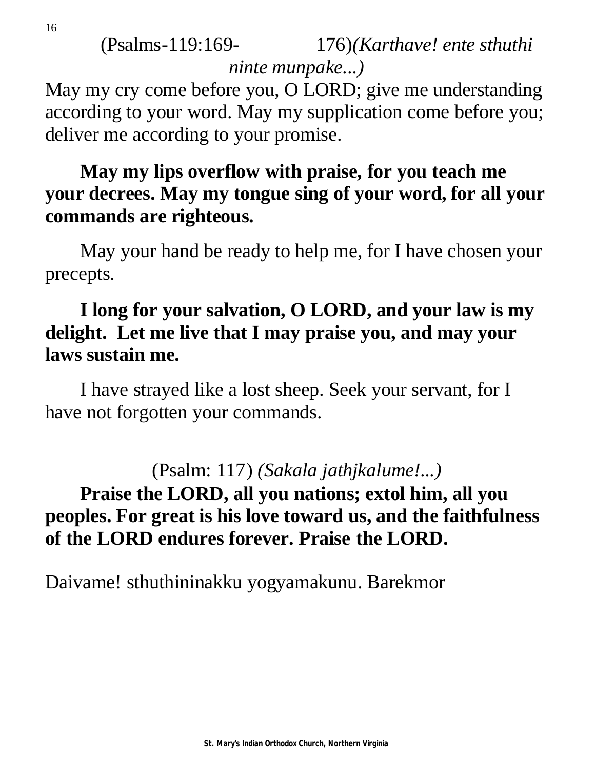(Psalms-119:169- 176)*(Karthave! ente sthuthi ninte munpake...)*

May my cry come before you, O LORD; give me understanding according to your word. May my supplication come before you; deliver me according to your promise.

**May my lips overflow with praise, for you teach me your decrees. May my tongue sing of your word, for all your commands are righteous.**

May your hand be ready to help me, for I have chosen your precepts.

**I long for your salvation, O LORD, and your law is my delight. Let me live that I may praise you, and may your laws sustain me.**

I have strayed like a lost sheep. Seek your servant, for I have not forgotten your commands.

(Psalm: 117) *(Sakala jathjkalume!...)*

**Praise the LORD, all you nations; extol him, all you peoples. For great is his love toward us, and the faithfulness of the LORD endures forever. Praise the LORD.**

Daivame! sthuthininakku yogyamakunu. Barekmor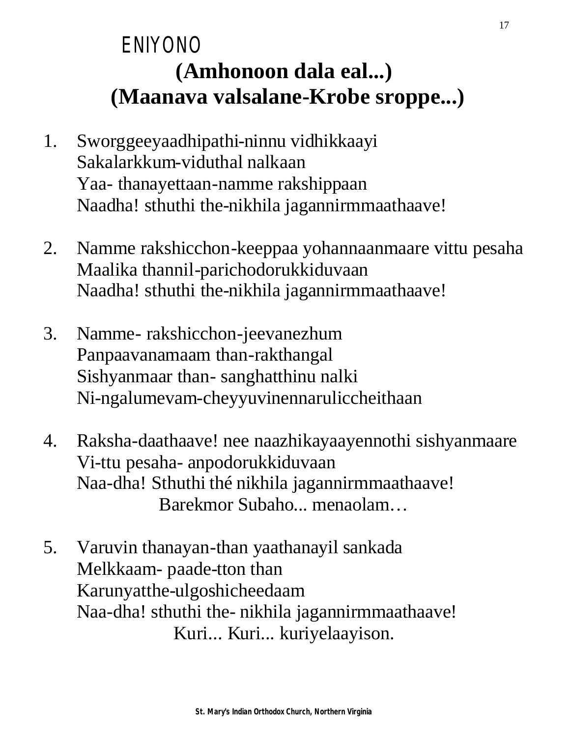# ENIYONO

## (Amhonoon dala eal...)

## (Maanava valsalane-Krobe sroppe...)

1. Sworggeeyaadhipathi-ninnu vidhikkaayi
   Sakalarkkum-viduthal nalkaan
   Yaa- thanayettaan-namme rakshippaan
   Naadha! sthuthi the-nikhila jagannirmmaathaave!

2. Namme rakshicchon-keeppaa yohannaanmaare vittu pesaha
   Maalika thannil-parichodorukkiduvaan
   Naadha! sthuthi the-nikhila jagannirmmaathaave!

3. Namme- rakshicchon-jeevanezhum
   Panpaavanamaam than-rakthangal
   Sishyanmaar than- sanghatthinu nalki
   Ni-ngalumevam-cheyyuvinennaruliccheithaan

4. Raksha-daathaave! nee naazhikayaayennothi sishyanmaare
   Vi-ttu pesaha- anpodorukkiduvaan
   Naa-dha! Sthuthi thé nikhila jagannirmmaathaave!
   Barekmor Subaho... menaolam…

5. Varuvin thanayan-than yaathanayil sankada
   Melkkaam- paade-tton than
   Karunyatthe-ulgoshicheedaam
   Naa-dha! sthuthi the- nikhila jagannirmmaathaave!
   Kuri... Kuri... kuriyelaayison.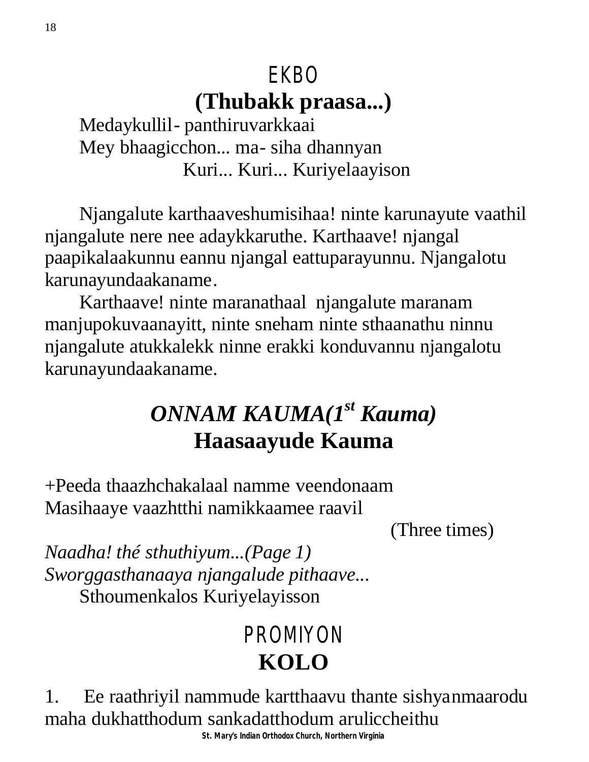## EKBO

### (Thubakk praasa...)

Medaykullil- panthiruvarkkaai
Mey bhaagicchon... ma- siha dhannyan
Kuri... Kuri... Kuriyelaayison

Njangalute karthaaveshumisihaa! ninte karunayute vaathil njangalute nere nee adaykkaruthe. Karthaave! njangal paapikalaakunnu eannu njangal eattuparayunnu. Njangalotu karunayundaakaname.

Karthaave! ninte maranathaal njangalute maranam manjupokuvaanayitt, ninte sneham ninte sthaanathu ninnu njangalute atukkalekk ninne erakki konduvannu njangalotu karunayundaakaname.

## *ONNAM KAUMA(1st Kauma)*

### Haasaayude Kauma

+Peeda thaazhchakalaal namme veendonaam
Masihaaye vaazhtthi namikkaamee raavil
(Three times)

*Naadha! thé sthuthiyum...(Page 1)*
*Sworggasthanaaya njangalude pithaave...*
Sthoumenkalos Kuriyelayisson

## PROMIYON

### KOLO

1. Ee raathriyil nammude kartthaavu thante sishyanmaarodu maha dukhatthodum sankadatthodum aruliccheithu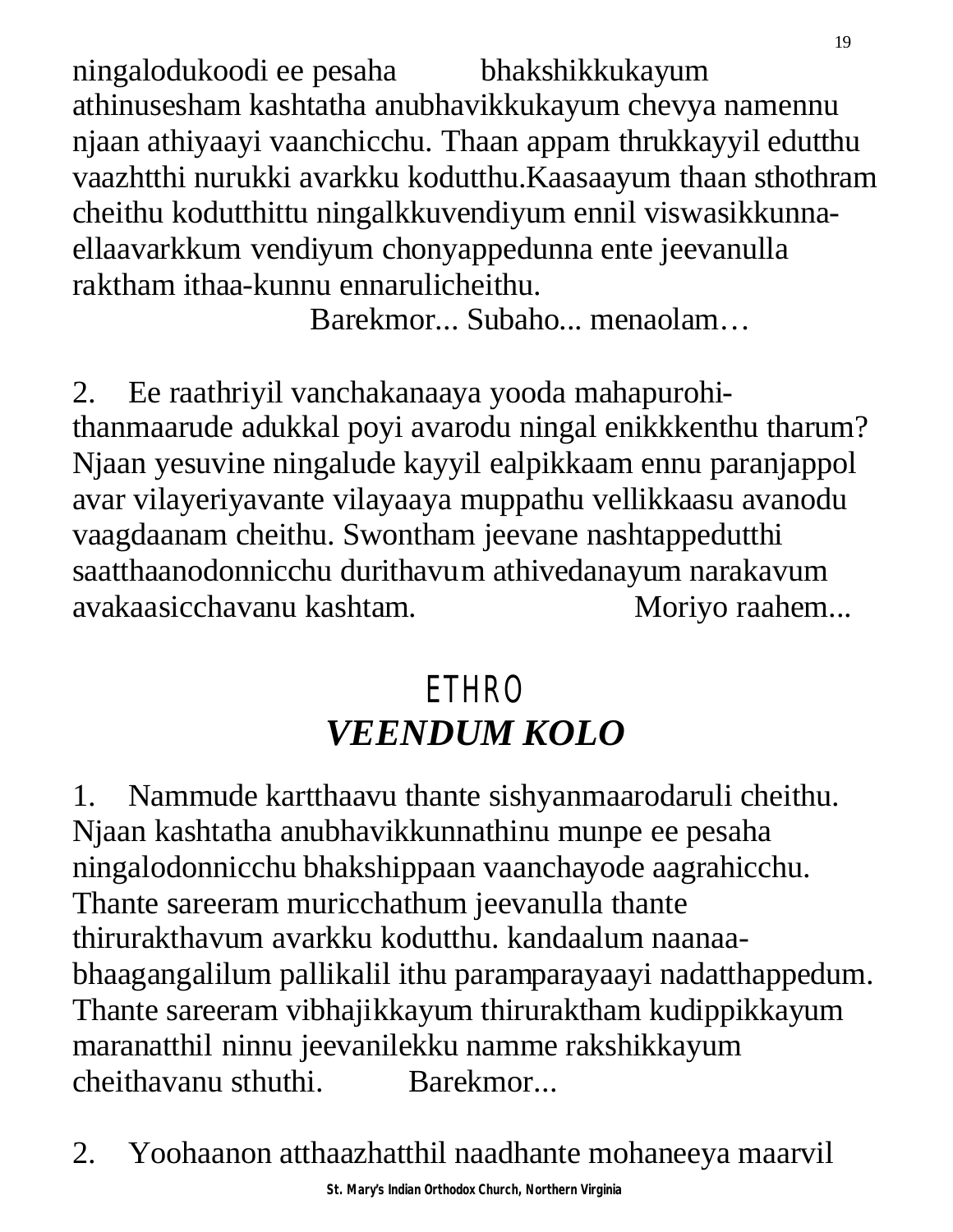ningalodukoodi ee pesaha bhakshikkukayum athinusesham kashtatha anubhavikkukayum chevya namennu njaan athiyaayi vaanchicchu. Thaan appam thrukkayyil edutthu vaazhtthi nurukki avarkku kodutthu.Kaasaayum thaan sthothram cheithu kodutthittu ningalkkuvendiyum ennil viswasikkunna-ellaavarkkum vendiyum chonyappedunna ente jeevanulla raktham ithaa-kunnu ennarulicheithu.

Barekmor... Subaho... menaolam…

2. Ee raathriyil vanchakanaaya yooda mahapurohi-thanmaarude adukkal poyi avarodu ningal enikkkenthu tharum? Njaan yesuvine ningalude kayyil ealpikkaam ennu paranjappol avar vilayeriyavante vilayaaya muppathu vellikkaasu avanodu vaagdaanam cheithu. Swontham jeevane nashtappedutthi saatthaanodonnicchu durithavum athivedanayum narakavum avakaasicchavanu kashtam. Moriyo raahem...

## ETHRO

## *VEENDUM KOLO*

1. Nammude kartthaavu thante sishyanmaarodaruli cheithu. Njaan kashtatha anubhavikkunnathinu munpe ee pesaha ningalodonnicchu bhakshippaan vaanchayode aagrahicchu. Thante sareeram muricchathum jeevanulla thante thirurakthavum avarkku kodutthu. kandaalum naanaa-bhaagangalilum pallikalil ithu paramparayaayi nadatthappedum. Thante sareeram vibhajikkayum thiruraktham kudippikkayum maranatthil ninnu jeevanilekku namme rakshikkayum cheithavanu sthuthi. Barekmor...

2. Yoohaanon atthaazhatthil naadhante mohaneeya maarvil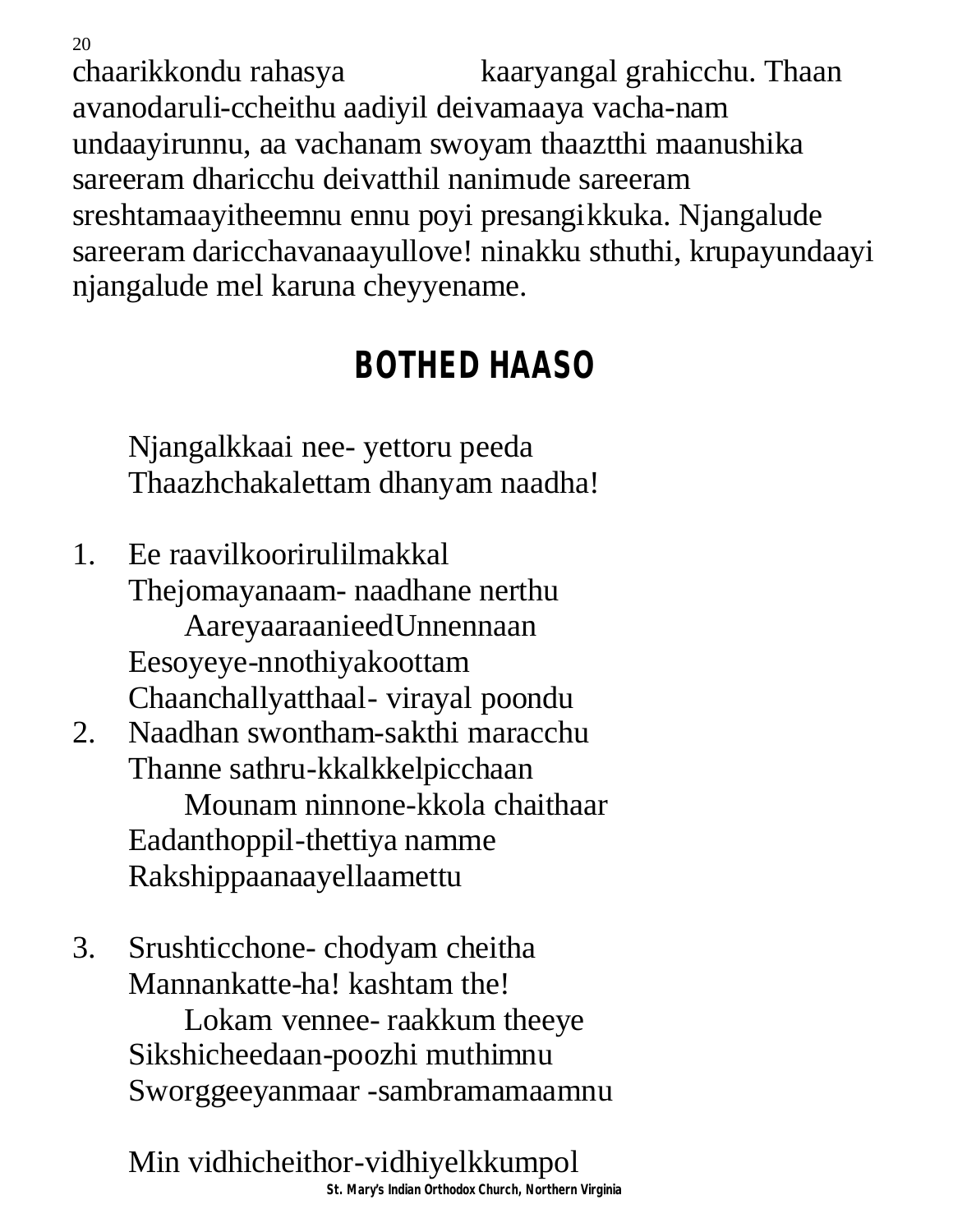chaarikkondu rahasya kaaryangal grahicchu. Thaan avanodaruli-ccheithu aadiyil deivamaaya vacha-nam undaayirunnu, aa vachanam swoyam thaaztthi maanushika sareeram dharicchu deivatthil nanimude sareeram sreshtamaayitheemnu ennu poyi presangikkuka. Njangalude sareeram daricchavanaayullove! ninakku sthuthi, krupayundaayi njangalude mel karuna cheyyename.

## BOTHED HAASO

Njangalkkaai nee- yettoru peeda
Thaazhchakalettam dhanyam naadha!

1. Ee raavilkoorirulilmakkal
   Thejomayanaam- naadhane nerthu
      AareyaaraanieedUnnennaan
   Eesoyeye-nnothiyakoottam
   Chaanchallyatthaal- virayal poondu
2. Naadhan swontham-sakthi maracchu
   Thanne sathru-kkalkkelpicchaan
      Mounam ninnone-kkola chaithaar
   Eadanthoppil-thettiya namme
   Rakshippaanaayellaamettu

3. Srushticchone- chodyam cheitha
   Mannankatte-ha! kashtam the!
      Lokam vennee- raakkum theeye
   Sikshicheedaan-poozhi muthimnu
   Sworggeeyanmaar -sambramamaamnu

   Min vidhicheithor-vidhiyelkkumpol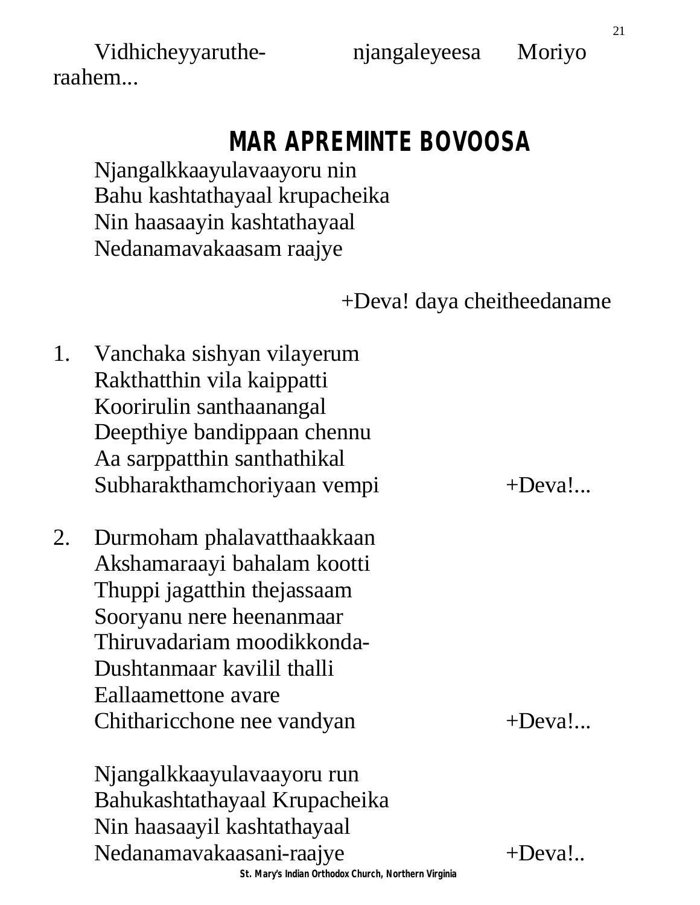Vidhicheyyaruthe- njangaleyeesa Moriyo raahem...

## MAR APREMINTE BOVOOSA

Njangalkkaayulavaayoru nin
Bahu kashtathayaal krupacheika
Nin haasaayin kashtathayaal
Nedanamavakaasam raajye

+Deva! daya cheitheedaname

1. Vanchaka sishyan vilayerum
   Rakthatthin vila kaippatti
   Koorirulin santhaanangal
   Deepthiye bandippaan chennu
   Aa sarppatthin santhathikal
   Subharakthamchoriyaan vempi +Deva!...

2. Durmoham phalavatthaakkaan
   Akshamaraayi bahalam kootti
   Thuppi jagatthin thejassaam
   Sooryanu nere heenanmaar
   Thiruvadariam moodikkonda-
   Dushtanmaar kavilil thalli
   Eallaamettone avare
   Chitharicchone nee vandyan +Deva!...

Njangalkkaayulavaayoru run
Bahukashtathayaal Krupacheika
Nin haasaayil kashtathayaal
Nedanamavakaasani-raajye +Deva!..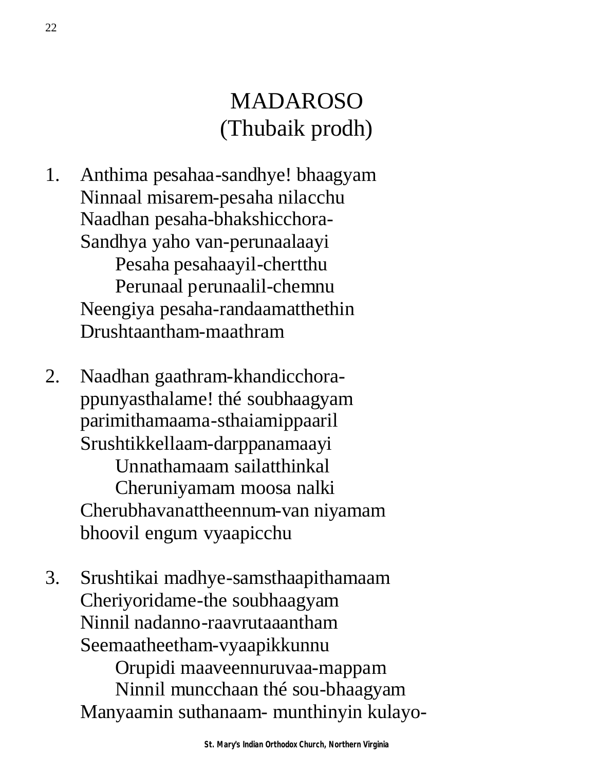# MADAROSO
## (Thubaik prodh)

1. Anthima pesahaa-sandhye! bhaagyam
   Ninnaal misarem-pesaha nilacchu
   Naadhan pesaha-bhakshicchora-
   Sandhya yaho van-perunaalaayi
   
   Pesaha pesahaayil-chertthu
   Perunaal perunaalil-chemnu
   
   Neengiya pesaha-randaamatthethin
   Drushtaantham-maathram

2. Naadhan gaathram-khandicchora-
   ppunyasthalame! thé soubhaagyam
   parimithamaama-sthaiamippaaril
   Srushtikkellaam-darppanamaayi
   
   Unnathamaam sailatthinkal
   Cheruniyamam moosa nalki
   
   Cherubhavanattheennum-van niyamam
   bhoovil engum vyaapicchu

3. Srushtikai madhye-samsthaapithamaam
   Cheriyoridame-the soubhaagyam
   Ninnil nadanno-raavrutaaantham
   Seemaatheetham-vyaapikkunnu
   
   Orupidi maaveennuruvaa-mappam
   Ninnil muncchaan thé sou-bhaagyam
   
   Manyaamin suthanaam- munthinyin kulayo-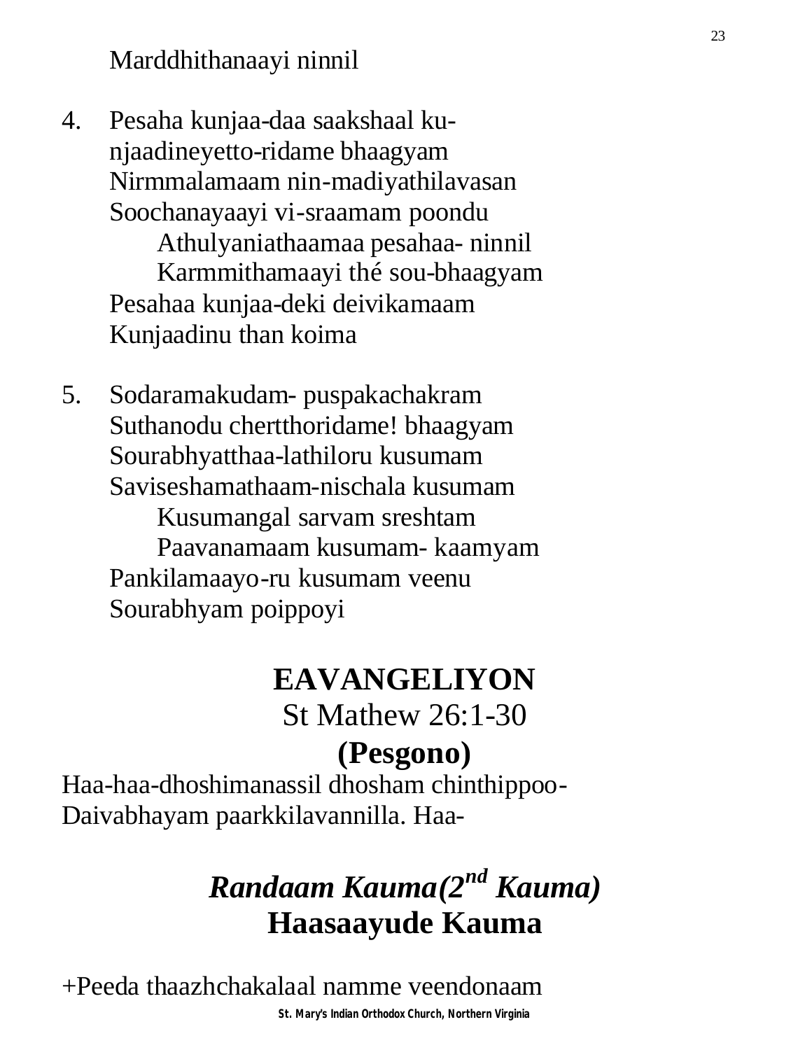Marddhithanaayi ninnil

4. Pesaha kunjaa-daa saakshaal ku-
   njaadineyetto-ridame bhaagyam
   Nirmmalamaam nin-madiyathilavasan
   Soochanayaayi vi-sraamam poondu
      Athulyaniathaamaa pesahaa- ninnil
      Karmmithamaayi thé sou-bhaagyam
   Pesahaa kunjaa-deki deivikamaam
   Kunjaadinu than koima

5. Sodaramakudam- puspakachakram
   Suthanodu chertthoridame! bhaagyam
   Sourabhyatthaa-lathiloru kusumam
   Saviseshamathaam-nischala kusumam
      Kusumangal sarvam sreshtam
      Paavanamaam kusumam- kaamyam
   Pankilamaayo-ru kusumam veenu
   Sourabhyam poippoyi

## EAVANGELIYON

St Mathew 26:1-30

**(Pesgono)**

Haa-haa-dhoshimanassil dhosham chinthippoo-
Daivabhayam paarkkilavannilla. Haa-

## *Randaam Kauma(2nd Kauma)*
## Haasaayude Kauma

+Peeda thaazhchakalaal namme veendonaam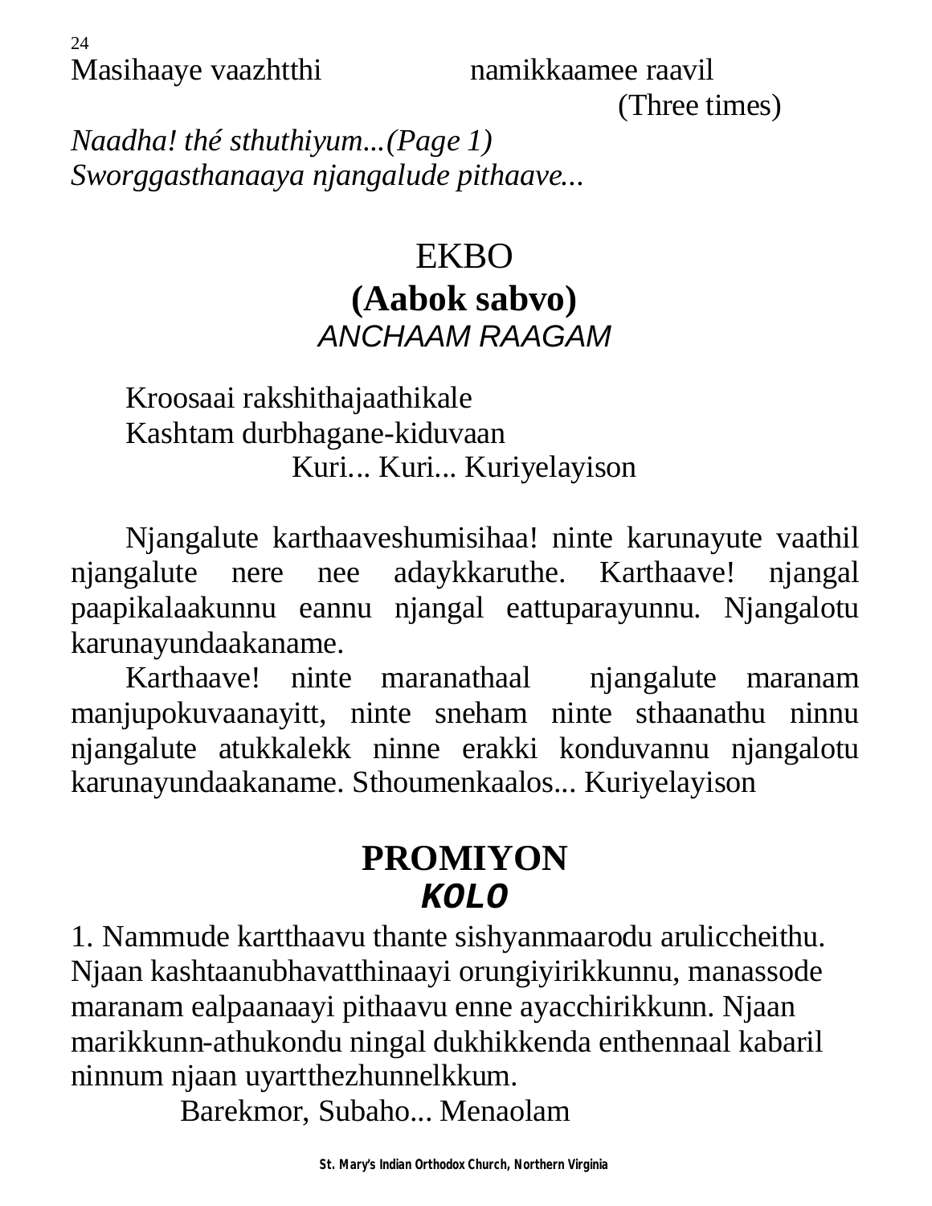Masihaaye vaazhtthi namikkaamee raavil
(Three times)

*Naadha! thé sthuthiyum...(Page 1)*
*Sworggasthanaaya njangalude pithaave...*

## EKBO
## (Aabok sabvo)
### *ANCHAAM RAAGAM*

Kroosaai rakshithajaathikale
Kashtam durbhagane-kiduvaan
Kuri... Kuri... Kuriyelayison

Njangalute karthaaveshumisihaa! ninte karunayute vaathil njangalute nere nee adaykkaruthe. Karthaave! njangal paapikalaakunnu eannu njangal eattuparayunnu. Njangalotu karunayundaakaname.

Karthaave! ninte maranathaal njangalute maranam manjupokuvaanayitt, ninte sneham ninte sthaanathu ninnu njangalute atukkalekk ninne erakki konduvannu njangalotu karunayundaakaname. Sthoumenkaalos... Kuriyelayison

## PROMIYON
### *KOLO*

1. Nammude kartthaavu thante sishyanmaarodu aruliccheithu. Njaan kashtaanubhavatthinaayi orungiyirikkunnu, manassode maranam ealpaanaayi pithaavu enne ayacchirikkunn. Njaan marikkunn-athukondu ningal dukhikkenda enthennaal kabaril ninnum njaan uyartthezhunnelkkum.

Barekmor, Subaho... Menaolam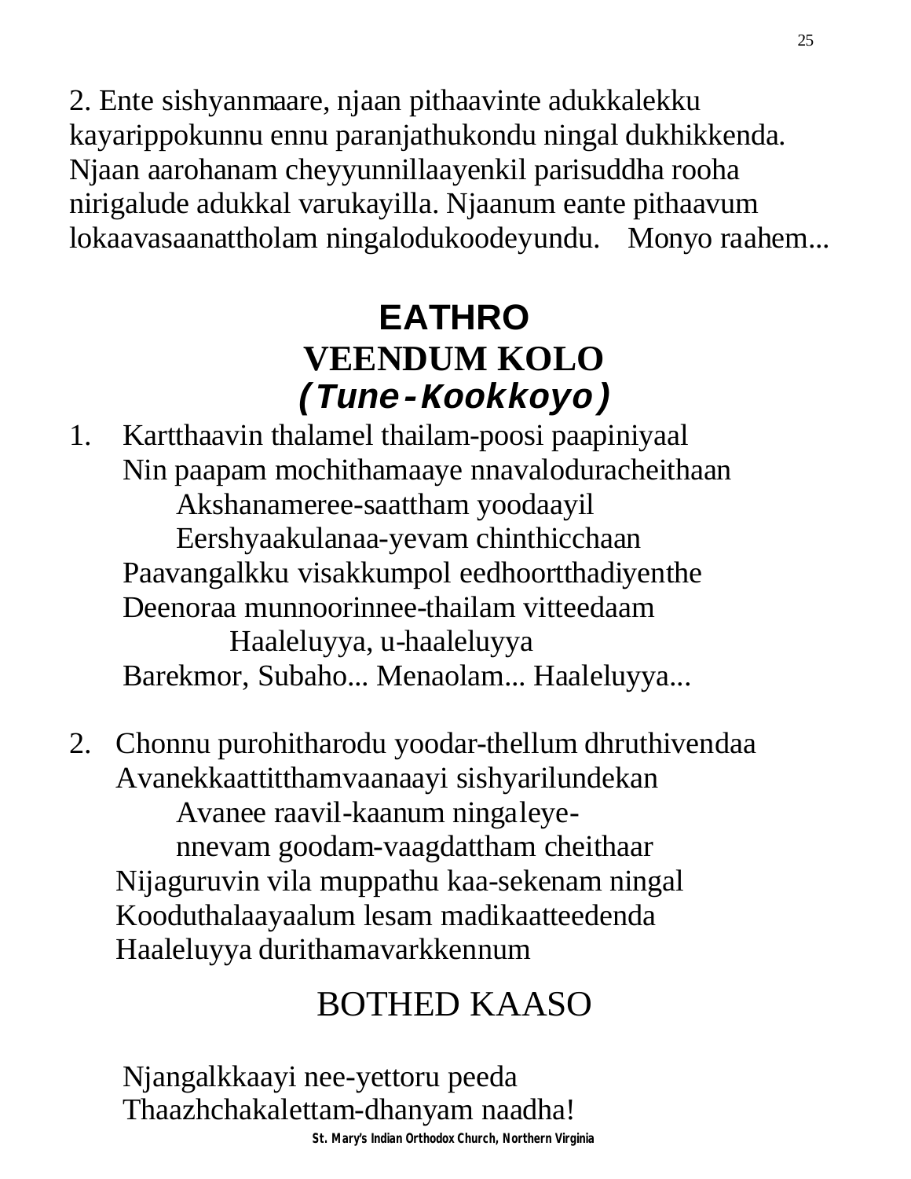2. Ente sishyanmaare, njaan pithaavinte adukkalekku kayarippokunnu ennu paranjathukondu ningal dukhikkenda. Njaan aarohanam cheyyunnillaayenkil parisuddha rooha nirigalude adukkal varukayilla. Njaanum eante pithaavum lokaavasaanattholam ningalodukoodeyundu.    Monyo raahem...

## EATHRO

## VEENDUM KOLO

### *(Tune-Kookkoyo)*

1. Kartthaavin thalamel thailam-poosi paapiniyaal
   Nin paapam mochithamaaye nnavaloduracheithaan
   Akshanameree-saattham yoodaayil
   Eershyaakulanaa-yevam chinthicchaan
   Paavangalkku visakkumpol eedhoortthadiyenthe
   Deenoraa munnoorinnee-thailam vitteedaam
   Haaleluyya, u-haaleluyya
   Barekmor, Subaho... Menaolam... Haaleluyya...

2. Chonnu purohitharodu yoodar-thellum dhruthivendaa
   Avanekkaattitthamvaanaayi sishyarilundekan
   Avanee raavil-kaanum ningaleye-
   nnevam goodam-vaagdattham cheithaar
   Nijaguruvin vila muppathu kaa-sekenam ningal
   Kooduthalaayaalum lesam madikaatteedenda
   Haaleluyya durithamavarkkennum

## BOTHED KAASO

Njangalkkaayi nee-yettoru peeda
Thaazhchakalettam-dhanyam naadha!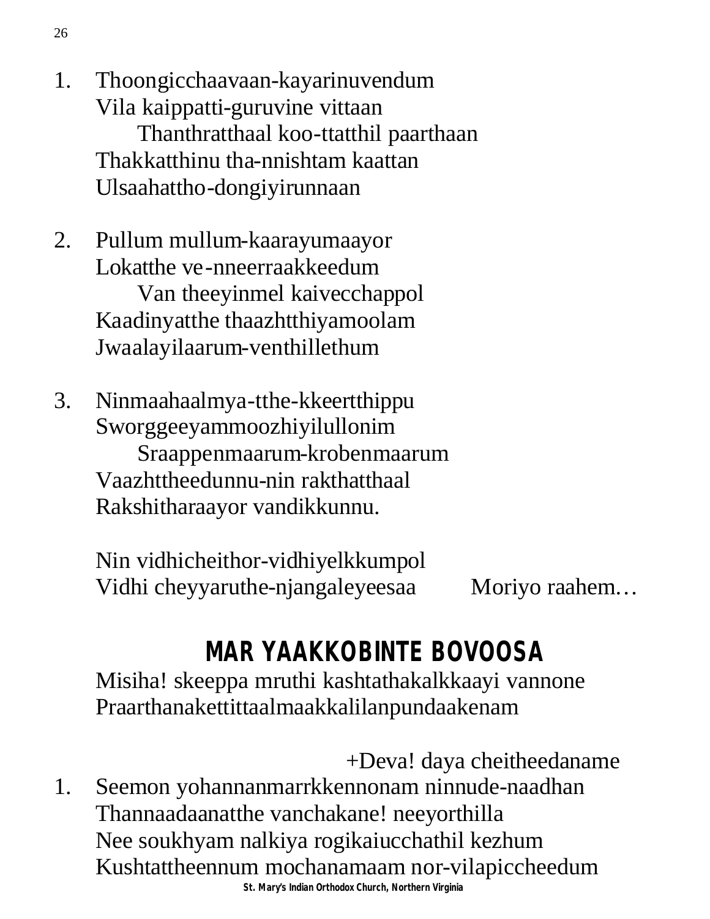1. Thoongicchaavaan-kayarinuvendum
   Vila kaippatti-guruvine vittaan
   Thanthratthaal koo-ttatthil paarthaan
   Thakkatthinu tha-nnishtam kaattan
   Ulsaahattho-dongiyirunnaan

2. Pullum mullum-kaarayumaayor
   Lokatthe ve-nneerraakkeedum
   Van theeyinmel kaivecchappol
   Kaadinyatthe thaazhtthiyamoolam
   Jwaalayilaarum-venthillethum

3. Ninmaahaalmya-tthe-kkeertthippu
   Sworggeeyammoozhiyilullonim
   Sraappenmaarum-krobenmaarum
   Vaazhttheedunnu-nin rakthatthaal
   Rakshitharaayor vandikkunnu.

   Nin vidhicheithor-vidhiyelkkumpol
   Vidhi cheyyaruthe-njangaleyeesaa Moriyo raahem…

## MAR YAAKKOBINTE BOVOOSA

Misiha! skeeppa mruthi kashtathakalkkaayi vannone
Praarthanakettittaalmaakkalilanpundaakenam

+Deva! daya cheitheedaname

1. Seemon yohannanmarrkkennonam ninnude-naadhan
   Thannaadaanatthe vanchakane! neeyorthilla
   Nee soukhyam nalkiya rogikaiucchathil kezhum
   Kushtattheennum mochanamaam nor-vilapiccheedum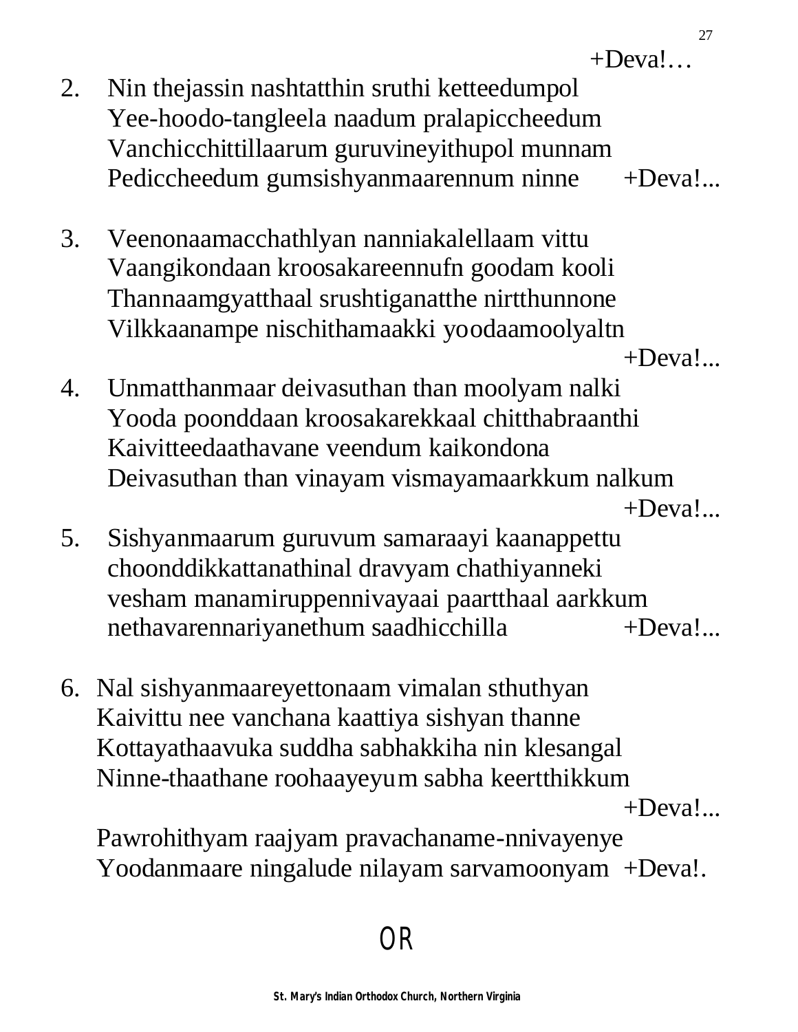+Deva!…

2. Nin thejassin nashtatthin sruthi ketteedumpol
   Yee-hoodo-tangleela naadum pralapiccheedum
   Vanchicchittillaarum guruvineyithupol munnam
   Pediccheedum gumsishyanmaarennum ninne +Deva!...

3. Veenonaamacchathlyan nanniakalellaam vittu
   Vaangikondaan kroosakareennufn goodam kooli
   Thannaamgyatthaal srushtiganatthe nirtthunnone
   Vilkkaanampe nischithamaakki yoodaamoolyaltn
   +Deva!...

4. Unmatthanmaar deivasuthan than moolyam nalki
   Yooda poonddaan kroosakarekkaal chitthabraanthi
   Kaivitteedaathavane veendum kaikondona
   Deivasuthan than vinayam vismayamaarkkum nalkum
   +Deva!...

5. Sishyanmaarum guruvum samaraayi kaanappettu
   choonddikkattanathinal dravyam chathiyanneki
   vesham manamiruppennivayaai paartthaal aarkkum
   nethavarennariyanethum saadhicchilla +Deva!...

6. Nal sishyanmaareyettonaam vimalan sthuthyan
   Kaivittu nee vanchana kaattiya sishyan thanne
   Kottayathaavuka suddha sabhakkiha nin klesangal
   Ninne-thaathane roohaayeyum sabha keertthikkum
   +Deva!...

   Pawrohithyam raajyam pravachaname-nnivayenye
   Yoodanmaare ningalude nilayam sarvamoonyam +Deva!.

OR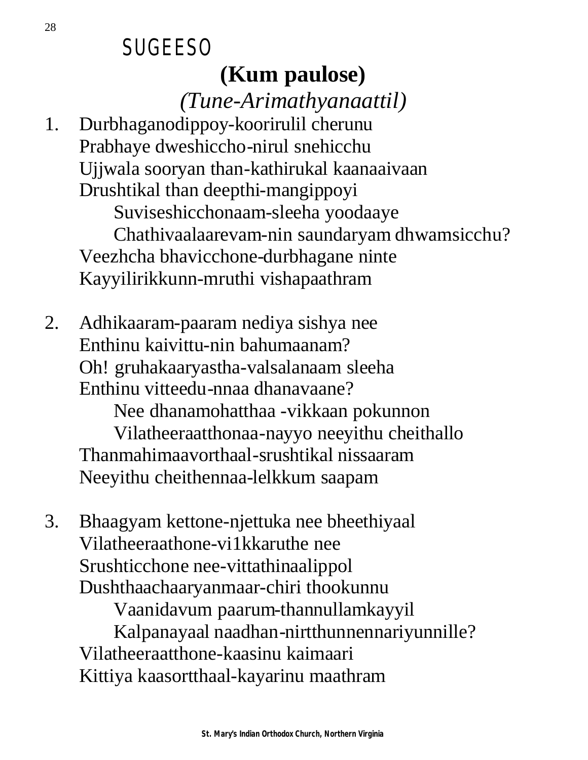# SUGEESO

## (Kum paulose)

*(Tune-Arimathyanaattil)*

1. Durbhaganodippoy-koorirulil cherunu
   Prabhaye dweshiccho-nirul snehicchu
   Ujjwala sooryan than-kathirukal kaanaaivaan
   Drushtikal than deepthi-mangippoyi
      Suviseshicchonaam-sleeha yoodaaye
      Chathivaalaarevam-nin saundaryam dhwamsicchu?
   Veezhcha bhavicchone-durbhagane ninte
   Kayyilirikkunn-mruthi vishapaathram

2. Adhikaaram-paaram nediya sishya nee
   Enthinu kaivittu-nin bahumaanam?
   Oh! gruhakaaryastha-valsalanaam sleeha
   Enthinu vitteedu-nnaa dhanavaane?
      Nee dhanamohatthaa -vikkaan pokunnon
      Vilatheeraatthonaa-nayyo neeyithu cheithallo
   Thanmahimaavorthaal-srushtikal nissaaram
   Neeyithu cheithennaa-lelkkum saapam

3. Bhaagyam kettone-njettuka nee bheethiyaal
   Vilatheeraathone-vi1kkaruthe nee
   Srushticchone nee-vittathinaalippol
   Dushthaachaaryanmaar-chiri thookunnu
      Vaanidavum paarum-thannullamkayyil
      Kalpanayaal naadhan-nirtthunnennariyunnille?
   Vilatheeraatthone-kaasinu kaimaari
   Kittiya kaasortthaal-kayarinu maathram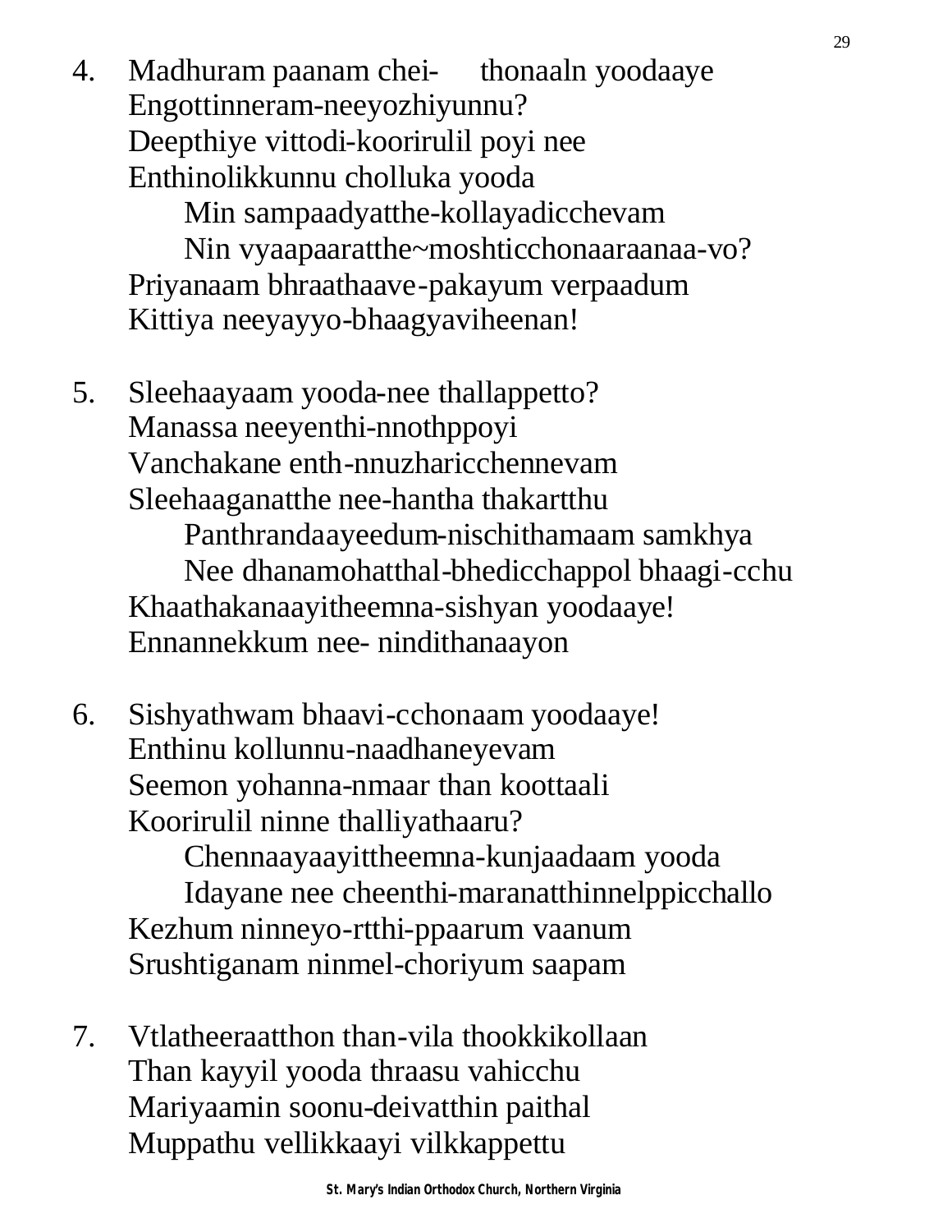4. Madhuram paanam chei-      thonaaln yoodaaye
   Engottinneram-neeyozhiyunnu?
   Deepthiye vittodi-koorirulil poyi nee
   Enthinolikkunnu cholluka yooda
      Min sampaadyatthe-kollayadicchevam
      Nin vyaapaaratthe~moshticchonaaraanaa-vo?
   Priyanaam bhraathaave-pakayum verpaadum
   Kittiya neeyayyo-bhaagyaviheenan!

5. Sleehaayaam yooda-nee thallappetto?
   Manassa neeyenthi-nnothppoyi
   Vanchakane enth-nnuzharicchennevam
   Sleehaaganatthe nee-hantha thakartthu
      Panthrandaayeedum-nischithamaam samkhya
      Nee dhanamohatthal-bhedicchappol bhaagi-cchu
   Khaathakanaayitheemna-sishyan yoodaaye!
   Ennannekkum nee- ninndithanaayon

6. Sishyathwam bhaavi-cchonaam yoodaaye!
   Enthinu kollunnu-naadhaneyevam
   Seemon yohanna-nmaar than koottaali
   Koorirulil ninne thalliyathaaru?
      Chennaayaayittheemna-kunjaadaam yooda
      Idayane nee cheenthi-maranatthinnelppicchallo
   Kezhum ninneyo-rtthi-ppaarum vaanum
   Srushtiganam ninmel-choriyum saapam

7. Vtlatheeraatthon than-vila thookkikollaan
   Than kayyil yooda thraasu vahicchu
   Mariyaamin soonu-deivatthin paithal
   Muppathu vellikkaayi vilkkappettu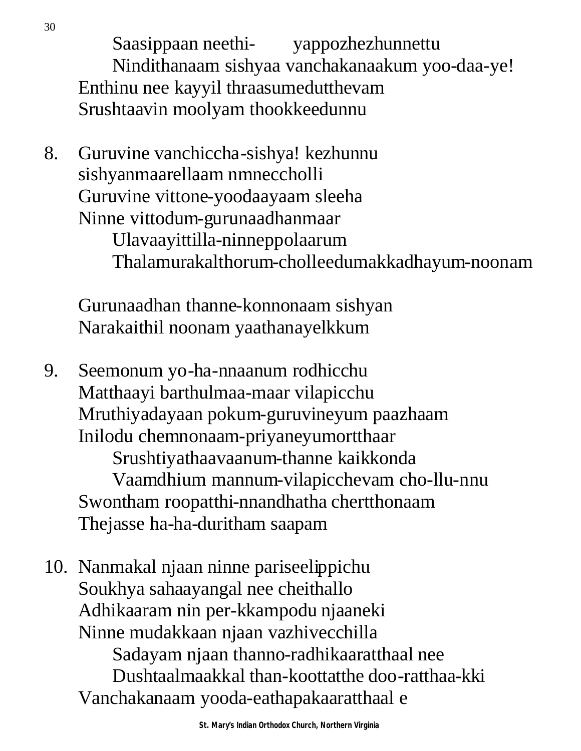Saasippaan neethi- yappozhezhunnettu
Ninditahnaam sishyaa vanchakanaakum yoo-daa-ye!
Enthinu nee kayyil thraasumedutthevam
Srushtaavin moolyam thookkeedunnu

8. Guruvine vanchiccha-sishya! kezhunnu
sishyanmaarellaam nmnecchollı
Guruvine vittone-yoodaayaam sleeha
Ninne vittodum-gurunaadhanmaar
Ulavaayittilla-ninneppolaarum
Thalamurakalthorum-cholleedumakkadhayum-noonam

Gurunaadhan thanne-konnonaam sishyan
Narakaithil noonam yaathanayelkkum

9. Seemonum yo-ha-nnaanum rodhicchu
Matthaayi barthulmaa-maar vilapicchu
Mruthiyadayaan pokum-guruvineyum paazhaam
Inilodu chemnonaam-priyaneyumortthaar
Srushtiyathaavaanum-thanne kaikkonda
Vaamdhium mannum-vilapicchevam cho-llu-nnu
Swontham roopatthi-nnandhatha chertthonaam
Thejasse ha-ha-duritham saapam

10. Nanmakal njaan ninne pariseelippichu
Soukhya sahaayangal nee cheithallo
Adhikaaram nin per-kkampodu njaaneki
Ninne mudakkaan njaan vazhivecchilla
Sadayam njaan thanno-radhikaaratthaal nee
Dushtaalmaakkal than-koottatthe doo-ratthaa-kki
Vanchakanaam yooda-eathapakaaratthaal e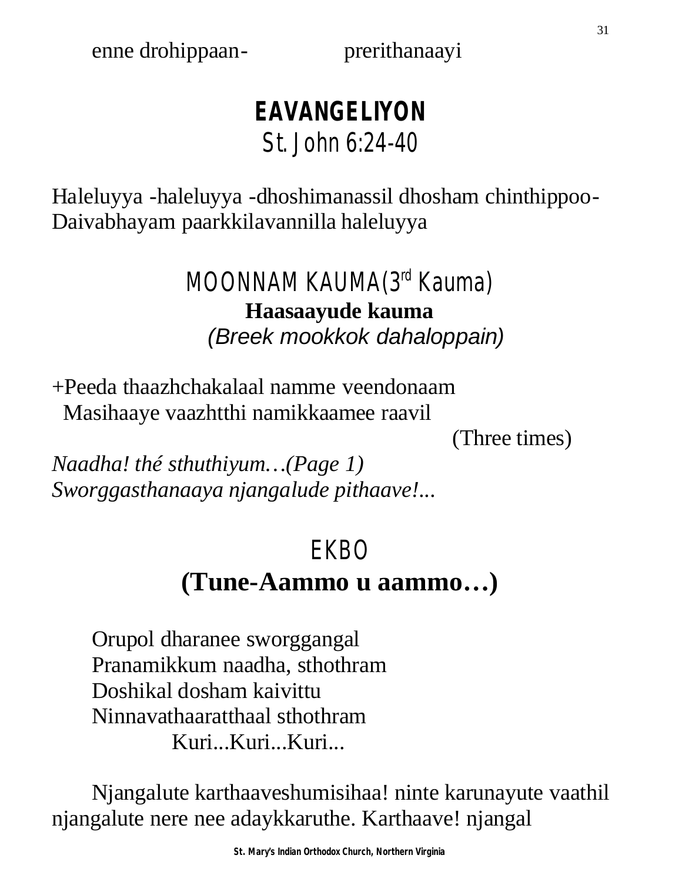enne drohippaan- prerithanaayi

# EAVANGELIYON

## St. John 6:24-40

Haleluyya -haleluyya -dhoshimanassil dhosham chinthippoo- Daivabhayam paarkkilavannilla haleluyya

## MOONNAM KAUMA(3rd Kauma)

**Haasaayude kauma**

*(Breek mookkok dahaloppain)*

+Peeda thaazhchakalaal namme veendonaam
Masihaaye vaazhtthi namikkaamee raavil

(Three times)

*Naadha! thé sthuthiyum…(Page 1)*
*Sworggasthanaaya njangalude pithaave!...*

## EKBO

## (Tune-Aammo u aammo…)

Orupol dharanee sworggangal
Pranamikkum naadha, sthothram
Doshikal dosham kaivittu
Ninnavathaaratthaal sthothram
Kuri...Kuri...Kuri...

Njangalute karthaaveshumisihaa! ninte karunayute vaathil njangalute nere nee adaykkaruthe. Karthaave! njangal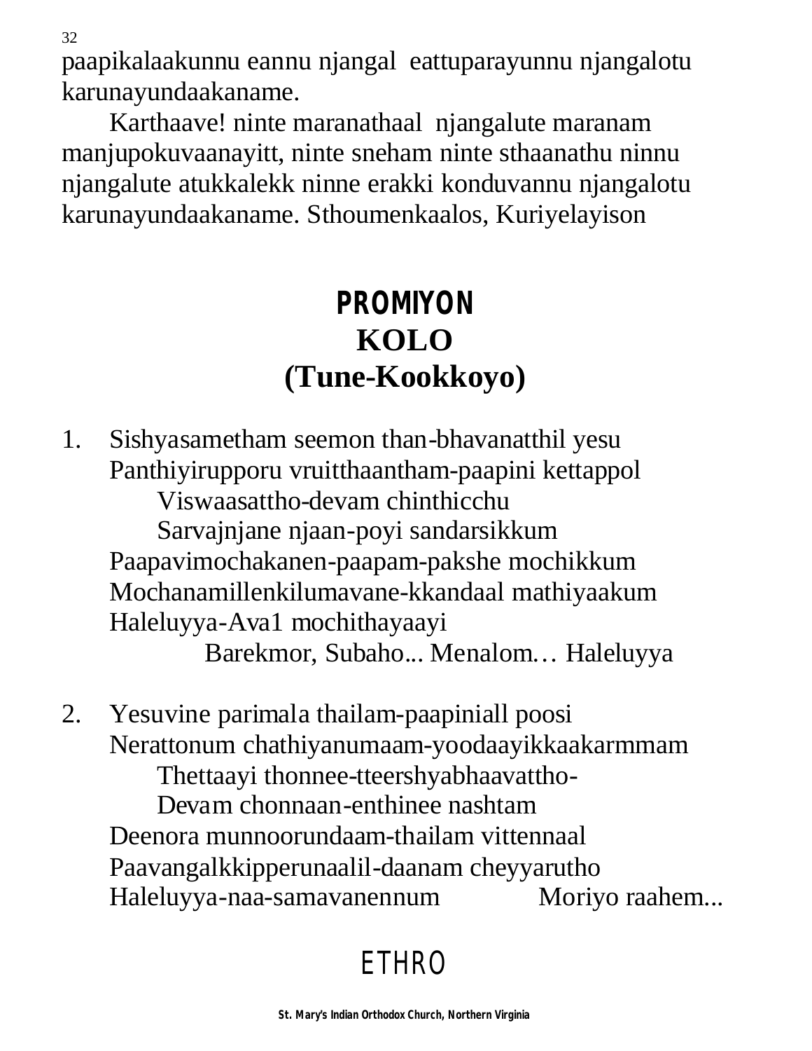paapikalaakunnu eannu njangal eattuparayunnu njangalotu karunayundaakaname.

Karthaave! ninte maranathaal njangalute maranam manjupokuvaanayitt, ninte sneham ninte sthaanathu ninnu njangalute atukkalekk ninne erakki konduvannu njangalotu karunayundaakaname. Sthoumenkaalos, Kuriyelayison

## PROMIYON
## KOLO
## (Tune-Kookkoyo)

1. Sishyasametham seemon than-bhavanatthil yesu
   Panthiyirupporu vruitthaantham-paapini kettappol
   Viswaasattho-devam chinthicchu
   Sarvajnjane njaan-poyi sandarsikkum
   Paapavimochakanen-paapam-pakshe mochikkum
   Mochanamillenkilumavane-kkandaal mathiyaakum
   Haleluyya-Ava1 mochithayaayi
   Barekmor, Subaho... Menalom… Haleluyya

2. Yesuvine parimala thailam-paapiniall poosi
   Nerattonum chathiyanumaam-yoodaayikkaakarmmam
   Thettaayi thonnee-tteershyabhaavattho-
   Devam chonnaan-enthinee nashtam
   Deenora munnoorundaam-thailam vittennaal
   Paavangalkkipperunaalil-daanam cheyyarutho
   Haleluyya-naa-samavanennum Moriyo raahem...

## ETHRO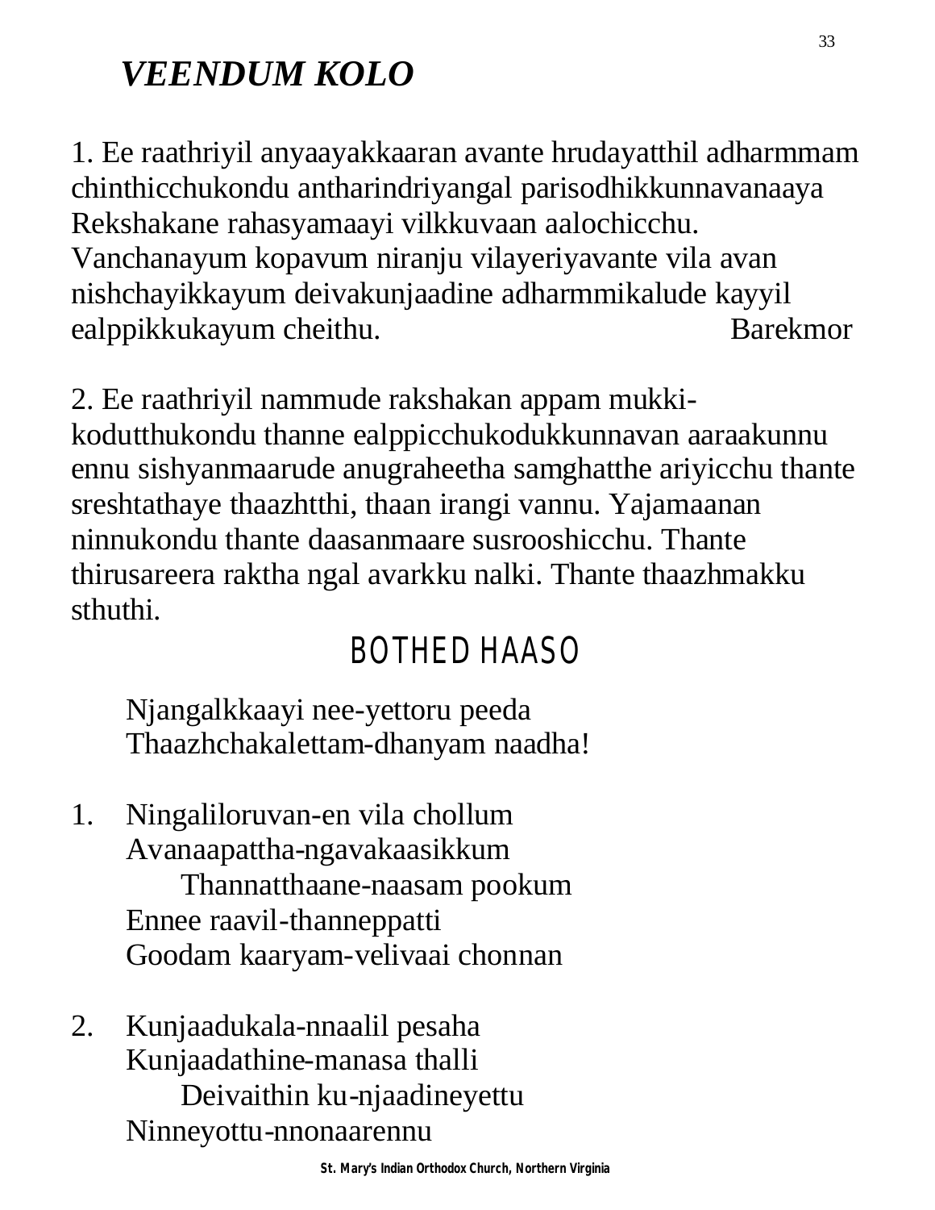# *VEENDUM KOLO*

1. Ee raathriyil anyaayakkaaran avante hrudayatthil adharmmam chinthicchukondu antharindriyangal parisodhikkunnavanaaya Rekshakane rahasyamaayi vilkkuvaan aalochicchu. Vanchanayum kopavum niranju vilayeriyavante vila avan nishchayikkayum deivakunjaadine adharmmikalude kayyil ealppikkukayum cheithu. Barekmor

2. Ee raathriyil nammude rakshakan appam mukki-kodutthukondu thanne ealppicchukodukkunnavan aaraakunnu ennu sishyanmaarude anugraheetha samghatthe ariyicchu thante sreshtathaye thaazhtthi, thaan irangi vannu. Yajamaanan ninnukondu thante daasanmaare susrooshicchu. Thante thirusareera raktha ngal avarkku nalki. Thante thaazhmakku sthuthi.

## BOTHED HAASO

Njangalkkaayi nee-yettoru peeda
Thaazhchakalettam-dhanyam naadha!

1. Ningaliloruvan-en vila chollum
   Avanaapattha-ngavakaasikkum
   Thannatthaane-naasam pookum
   Ennee raavil-thanneppatti
   Goodam kaaryam-velivaai chonnan

2. Kunjaadukala-nnaalil pesaha
   Kunjaadathine-manasa thalli
   Deivaithin ku-njaadineyettu
   Ninneyottu-nnonaarennu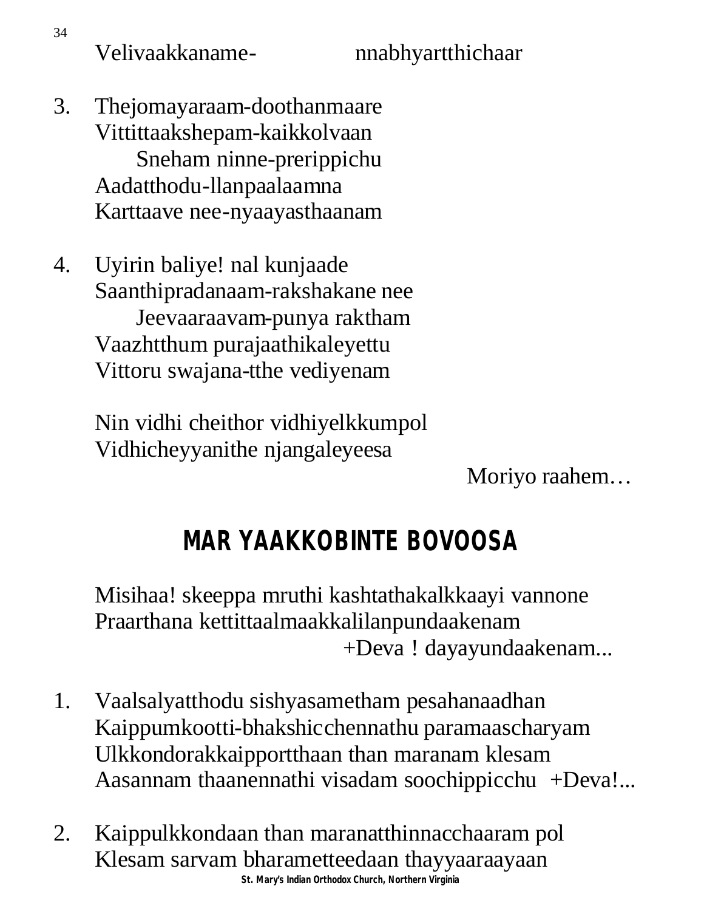Velivaakkaname-                nnabhyartthichaar

3. Thejomayaraam-doothanmaare
   Vittittaakshepam-kaikkolvaan
   Sneham ninne-prerippichu
   Aadatthodu-llanpaalaamna
   Karttaave nee-nyaayasthaanam

4. Uyirin baliye! nal kunjaade
   Saanthipradanaam-rakshakane nee
   Jeevaaraavam-punya raktham
   Vaazhtthum purajaathikaleyettu
   Vittoru swajana-tthe vediyenam

Nin vidhi cheithor vidhiyelkkumpol
Vidhicheyyanithe njangaleyeesa

Moriyo raahem…

## MAR YAAKKOBINTE BOVOOSA

Misihaa! skeeppa mruthi kashtathakalkkaayi vannone
Praarthana kettittaalmaakkalilanpundaakenam

+Deva ! dayayundaakenam...

1. Vaalsalyatthodu sishyasametham pesahanaadhan
   Kaippumkootti-bhakshicchennathu paramaascharyam
   Ulkkondorakkaipportthaan than maranam klesam
   Aasannam thaanennathi visadam soochippicchu  +Deva!...

2. Kaippulkkondaan than maranatthinnacchaaram pol
   Klesam sarvam bharametteedaan thayyaaraayaan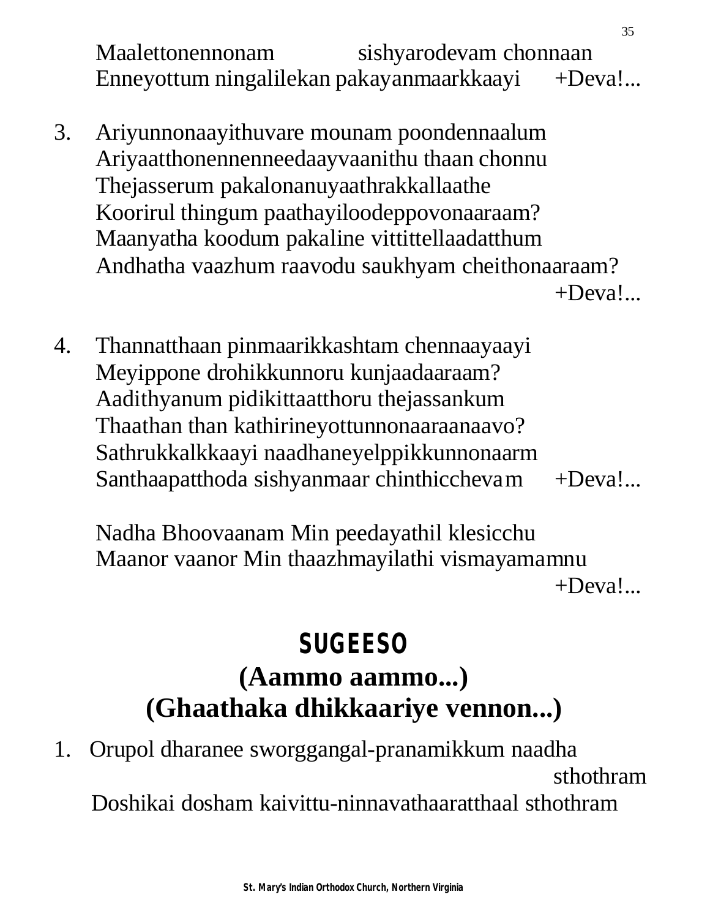Maalettonennonam sishyarodevam chonnaan
Enneyottum ningalilekan pakayanmaarkkaayi +Deva!...

3. Ariyunnonaayithuvare mounam poondennaalum
   Ariyaatthonennenneedaayvaanithu thaan chonnu
   Thejasserum pakalonanuyaathrakkallaathe
   Koorirul thingum paathayiloodeppovonaaraam?
   Maanyatha koodum pakaline vittittellaadatthum
   Andhatha vaazhum raavodu saukhyam cheithonaaraam?
   +Deva!...

4. Thannatthaan pinmaarikkashtam chennaayaayi
   Meyippone drohikkunnoru kunjaadaaraam?
   Aadithyanum pidikittaatthoru thejassankum
   Thaathan than kathirineyottunnonaaraanaavo?
   Sathrukkalkkaayi naadhaneyelppikkunnonaarm
   Santhaapatthoda sishyanmaar chinthicchevam +Deva!...

   Nadha Bhoovaanam Min peedayathil klesicchu
   Maanor vaanor Min thaazhmayilathi vismayamamnu
   +Deva!...

# SUGEESO
## (Aammo aammo...)
## (Ghaathaka dhikkaariye vennon...)

1. Orupol dharanee sworggangal-pranamikkum naadha sthothram
   Doshikai dosham kaivittu-ninnavathaaratthaal sthothram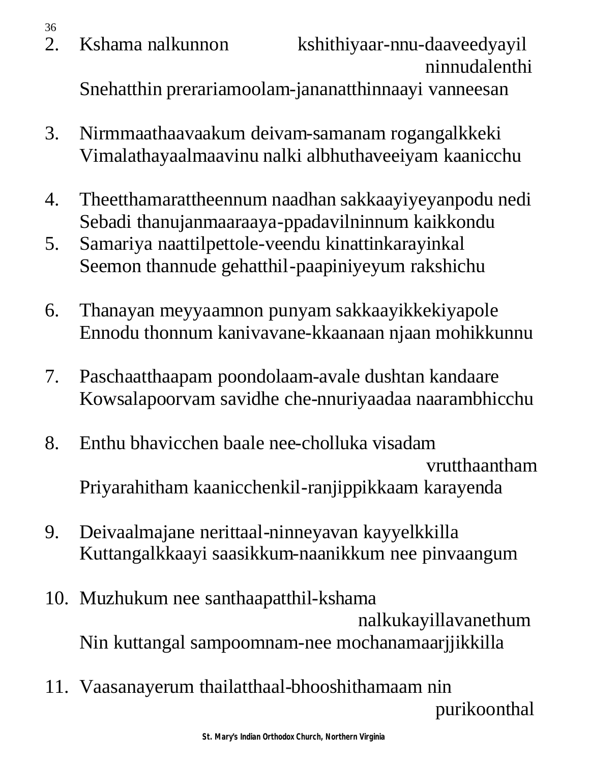2. Kshama nalkunnon kshithiyaar-nnu-daaveedyayil ninnudalenthi
   Snehatthin preraria moolam-jananatthinnaayi vanneesan

3. Nirmmaathaavaakum deivam-samanam rogangalkkeki
   Vimalathayaalmaavinu nalki albhuthaveeiyam kaanicchu

4. Theetthamarattheennum naadhan sakkaayiyeyanpodu nedi
   Sebadi thanujanmaaraaya-ppadavilninnum kaikkondu

5. Samariya naattilpettole-veendu kinattinkarayinkal
   Seemon thannude gehatthil-paapiniyeyum rakshichu

6. Thanayan meyyaamnon punyam sakkaayikkekiyapole
   Ennodu thonnum kanivavane-kkaanaan njaan mohikkunnu

7. Paschaatthaapam poondolaam-avale dushtan kandaare
   Kowsalapoorvam savidhe che-nnuriyaadaa naarambhicchu

8. Enthu bhavicchen baale nee-cholluka visadam vrutthaantham
   Priyarahitham kaanicchenkil-ranjippikkaam karayenda

9. Deivaalmajane nerittaal-ninneyavan kayyelkkilla
   Kuttangalkkaayi saasikkum-naanikkum nee pinvaangum

10. Muzhukum nee santhaapatthil-kshama nalkukayillavanethum
    Nin kuttangal sampoomnam-nee mochanamaarjjikkilla

11. Vaasanayerum thailatthaal-bhooshithamaam nin purikoonthal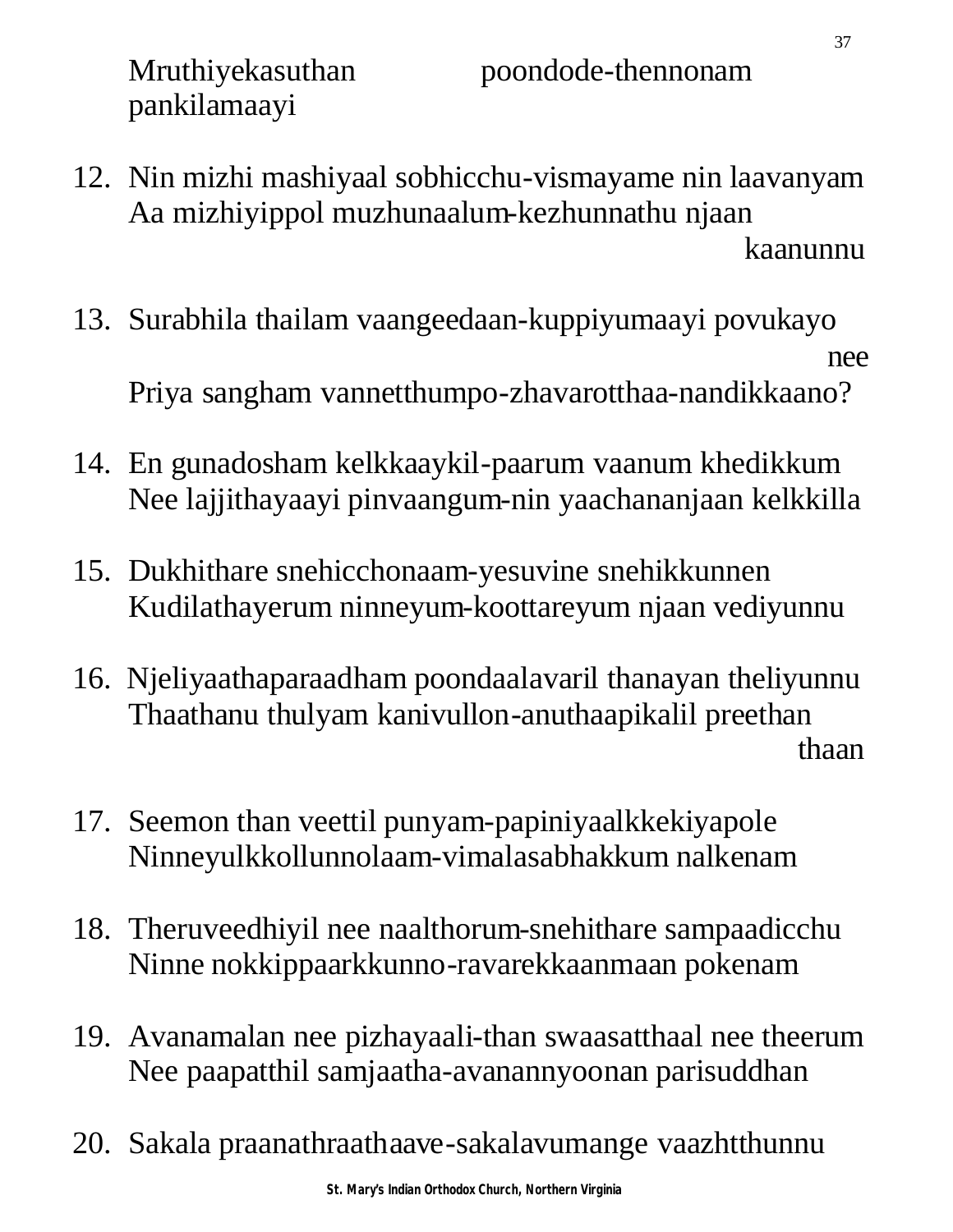Mruthiyekasuthan poondode-thennonam pankilamaayi

12. Nin mizhi mashiyaal sobhicchu-vismayame nin laavanyam
    Aa mizhiyippol muzhunaalum-kezhunnathu njaan kaanunnu

13. Surabhila thailam vaangeedaan-kuppiyumaayi povukayo nee
    Priya sangham vannetthumpo-zhavarotthaa-nandikkaano?

14. En gunadosham kelkkaaykil-paarum vaanum khedikkum
    Nee lajjithayaayi pinvaangum-nin yaachananjaan kelkkilla

15. Dukhithare snehicchonaam-yesuvine snehikkunnen
    Kudilathayerum ninneyum-koottareyum njaan vediyunnu

16. Njeliyaathaparaadham poondaalavaril thanayan theliyunnu
    Thaathanu thulyam kanivullon-anuthaapikalil preethan thaan

17. Seemon than veettil punyam-papiniyaalkkekiyapole
    Ninneyulkkollunnolaam-vimalasabhakkum nalkenam

18. Theruveedhiyil nee naalthorum-snehithare sampaadicchu
    Ninne nokkippaarkkunno-ravarekkaanmaan pokenam

19. Avanamalan nee pizhayaali-than swaasatthaal nee theerum
    Nee paapatthil samjaatha-avanannyoonan parisuddhan

20. Sakala praanathraathaave-sakalavumange vaazhtthunnu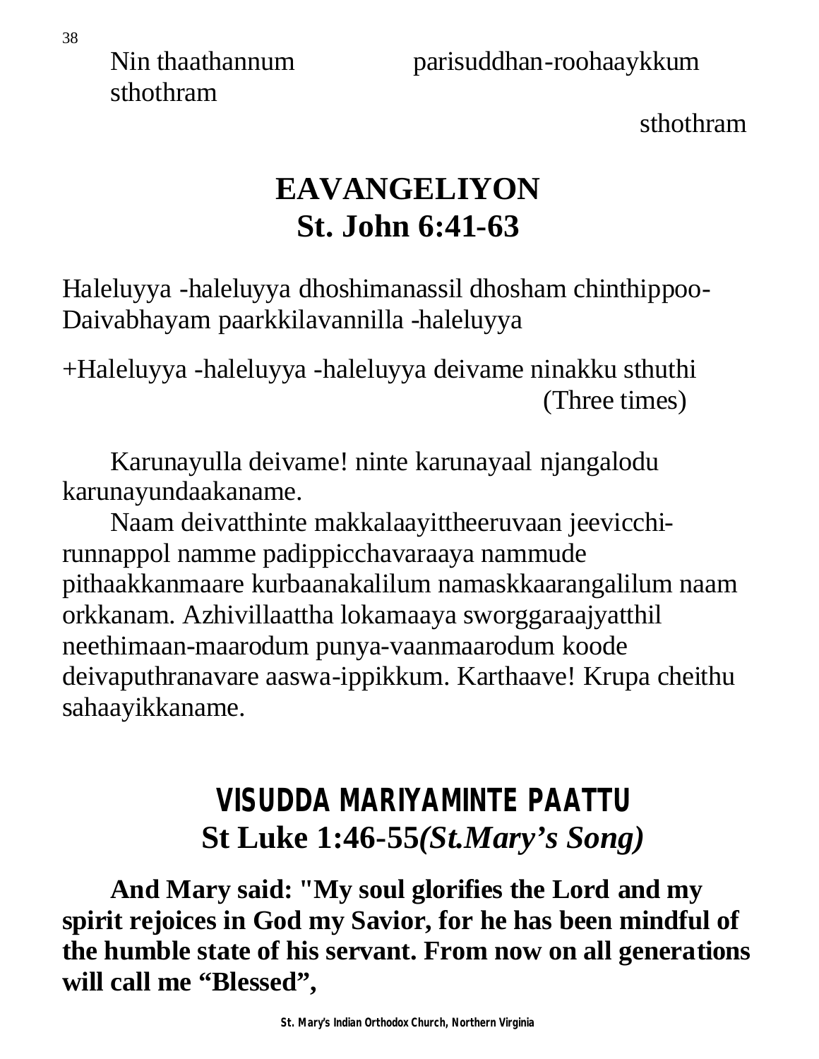Nin thaathannum parisuddhan-roohaaykkum sthothram

sthothram

# EAVANGELIYON
# St. John 6:41-63

Haleluyya -haleluyya dhoshimanassil dhosham chinthippoo-Daivabhayam paarkkilavannilla -haleluyya

+Haleluyya -haleluyya -haleluyya deivame ninakku sthuthi (Three times)

Karunayulla deivame! ninte karunayaal njangalodu karunayundaakaname.

Naam deivatthinte makkalaayittheeruvaan jeevicchi-runnappol namme padippicchavaraaya nammude pithaakkanmaare kurbaanakalilum namaskkaarangalilum naam orkkanam. Azhivillaattha lokamaaya sworggaraajyatthil neethimaan-maarodum punya-vaanmaarodum koode deivaputhranavare aaswa-ippikkum. Karthaave! Krupa cheithu sahaayikkaname.

# VISUDDA MARIYAMINTE PAATTU
# St Luke 1:46-55*(St.Mary's Song)*

**And Mary said: "My soul glorifies the Lord and my spirit rejoices in God my Savior, for he has been mindful of the humble state of his servant. From now on all generations will call me "Blessed",**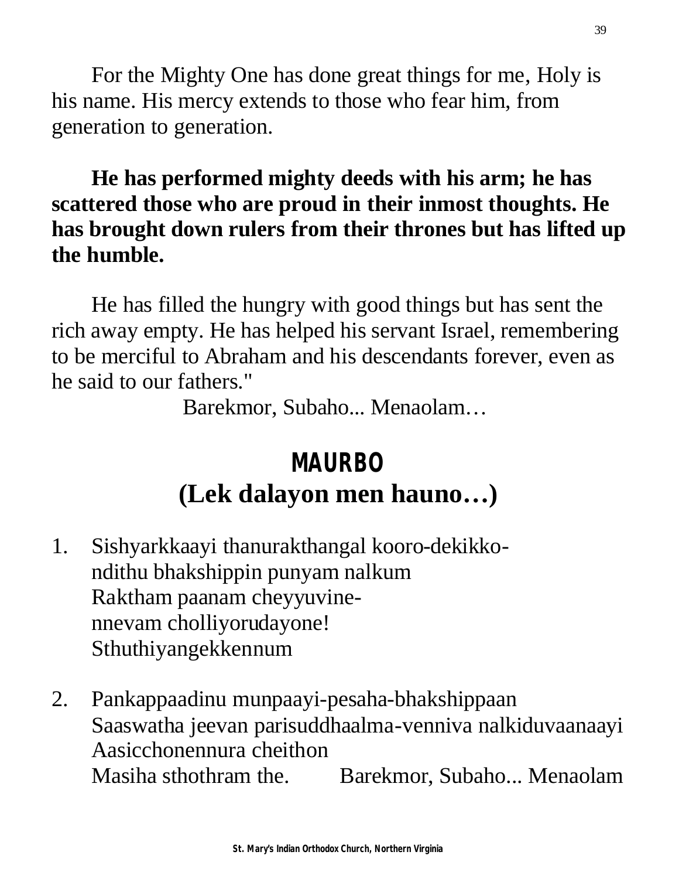For the Mighty One has done great things for me, Holy is his name. His mercy extends to those who fear him, from generation to generation.

**He has performed mighty deeds with his arm; he has scattered those who are proud in their inmost thoughts. He has brought down rulers from their thrones but has lifted up the humble.**

He has filled the hungry with good things but has sent the rich away empty. He has helped his servant Israel, remembering to be merciful to Abraham and his descendants forever, even as he said to our fathers."

Barekmor, Subaho... Menaolam…

## MAURBO
## (Lek dalayon men hauno…)

1. Sishyarkkaayi thanurakthangal kooro-dekikko-
   ndithu bhakshippin punyam nalkum
   Raktham paanam cheyyuvine-
   nnevam cholliyorudayone!
   Sthuthiyangekkennum

2. Pankappaadinu munpaayi-pesaha-bhakshippaan
   Saaswatha jeevan parisuddhaalma-venniva nalkiduvaanaayi
   Aasicchonennura cheithon
   Masiha sthothram the. Barekmor, Subaho... Menaolam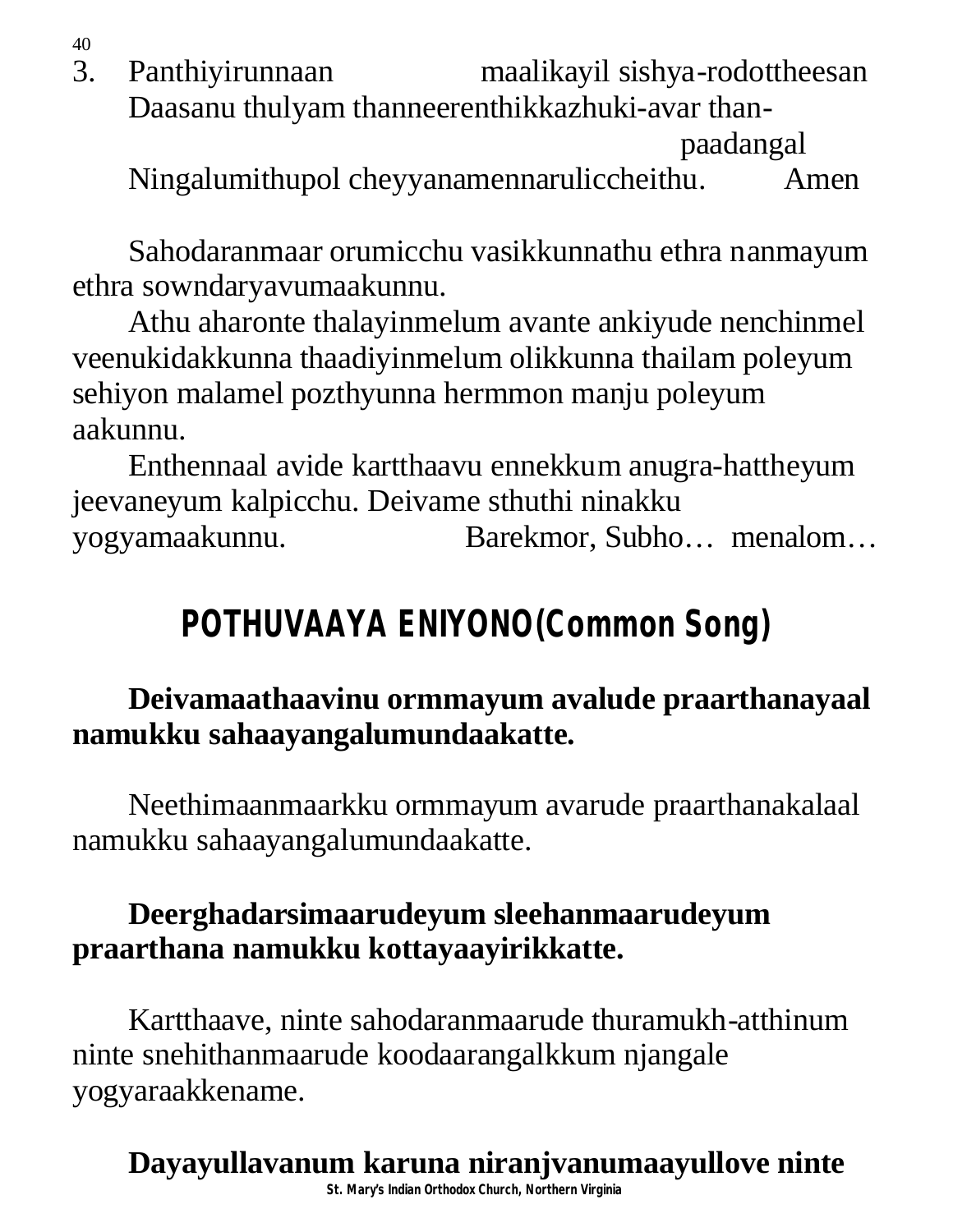3. Panthiyirunnaan maalikayil sishya-rodottheesan
   Daasanu thulyam thanneerenthikkazhuki-avar than-
   paadangal
   Ningalumithupol cheyyanamennaruliccheithu. Amen

Sahodaranmaar orumicchu vasikkunnathu ethra nanmayum ethra sowndaryavumaakunnu.

Athu aharonte thalayinmelum avante ankiyude nenchinmel veenukidakkunna thaadiyinmelum olikkunna thailam poleyum sehiyon malamel pozthyunna hermmon manju poleyum aakunnu.

Enthennaal avide kartthaavu ennekkum anugra-hattheyum jeevaneyum kalpicchu. Deivame sthuthi ninakku yogyamaakunnu. Barekmor, Subho… menalom…

## POTHUVAAYA ENIYONO(Common Song)

**Deivamaathaavinu ormmayum avalude praarthanayaal namukku sahaayangalumundaakatte.**

Neethimaanmaarkku ormmayum avarude praarthanakalaal namukku sahaayangalumundaakatte.

**Deerghadarsimaarudeyum sleehanmaarudeyum praarthana namukku kottayaayirikkatte.**

Kartthaave, ninte sahodaranmaarude thuramukh-atthinum ninte snehithanmaarude koodaarangalkkum njangale yogyaraakkename.

**Dayayullavanum karuna niranjvanumaayullove ninte**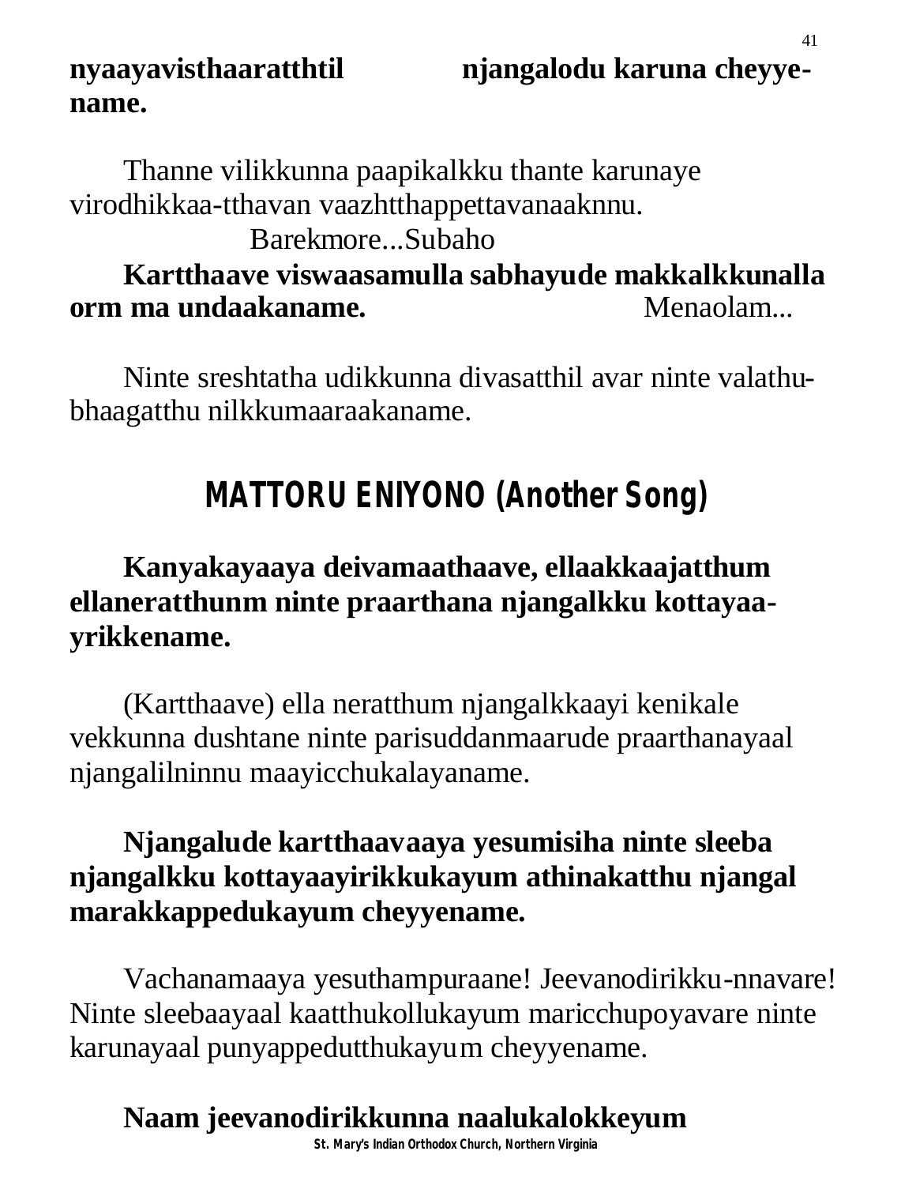**nyaayavisthaaratthtil njangalodu karuna cheyye-name.**

Thanne vilikkunna paapikalkku thante karunaye virodhikkaa-tthavan vaazhtthappettavanaaknnu.

Barekmore...Subaho

**Kartthaave viswaasamulla sabhayude makkalkkunalla orm ma undaakaname.** Menaolam...

Ninte sreshtatha udikkunna divasatthil avar ninte valathu-bhaagatthu nilkkumaaraakaname.

## MATTORU ENIYONO (Another Song)

**Kanyakayaaya deivamaathaave, ellaakkaajatthum ellaneratthunm ninte praarthana njangalkku kottayaa-yrikkename.**

(Kartthaave) ella neratthum njangalkkaayi kenikale vekkunna dushtane ninte parisuddanmaarude praarthanayaal njangalilninnu maayicchukalayaname.

**Njangalude kartthaavaaya yesumisiha ninte sleeba njangalkku kottayaayirikkukayum athinakatthu njangal marakkappedukayum cheyyename.**

Vachanamaaya yesuthampuraane! Jeevanodirikku-nnavare! Ninte sleebaayaal kaatthukollukayum maricchupoyavare ninte karunayaal punyappedutthukayum cheyyename.

**Naam jeevanodirikkunna naalukalokkeyum**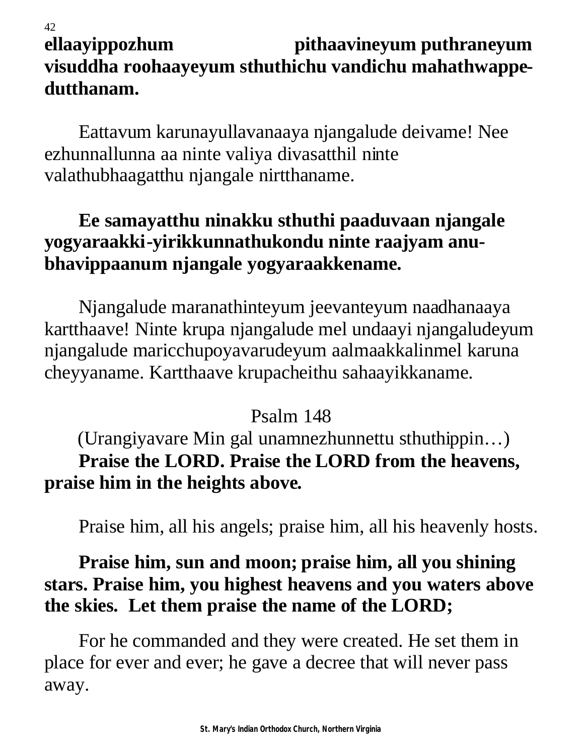**ellaayippozhum pithaavineyum puthraneyum visuddha roohaayeyum sthuthichu vandichu mahathwappe-dutthanam.**

Eattavum karunayullavanaaya njangalude deivame! Nee ezhunnallunna aa ninte valiya divasatthil ninte valathubhaagatthu njangale nirtthaname.

**Ee samayatthu ninakku sthuthi paaduvaan njangale yogyaraakki-yirikkunnathukondu ninte raajyam anu-bhavippaanum njangale yogyaraakkename.**

Njangalude maranathinteyum jeevanteyum naadhanaaya kartthaave! Ninte krupa njangalude mel undaayi njangaludeyum njangalude maricchupoyavarudeyum aalmaakkalinmel karuna cheyyaname. Kartthaave krupacheithu sahaayikkaname.

Psalm 148

(Urangiyavare Min gal unamnezhunnettu sthuthippin…)

**Praise the LORD. Praise the LORD from the heavens, praise him in the heights above.**

Praise him, all his angels; praise him, all his heavenly hosts.

**Praise him, sun and moon; praise him, all you shining stars. Praise him, you highest heavens and you waters above the skies. Let them praise the name of the LORD;**

For he commanded and they were created. He set them in place for ever and ever; he gave a decree that will never pass away.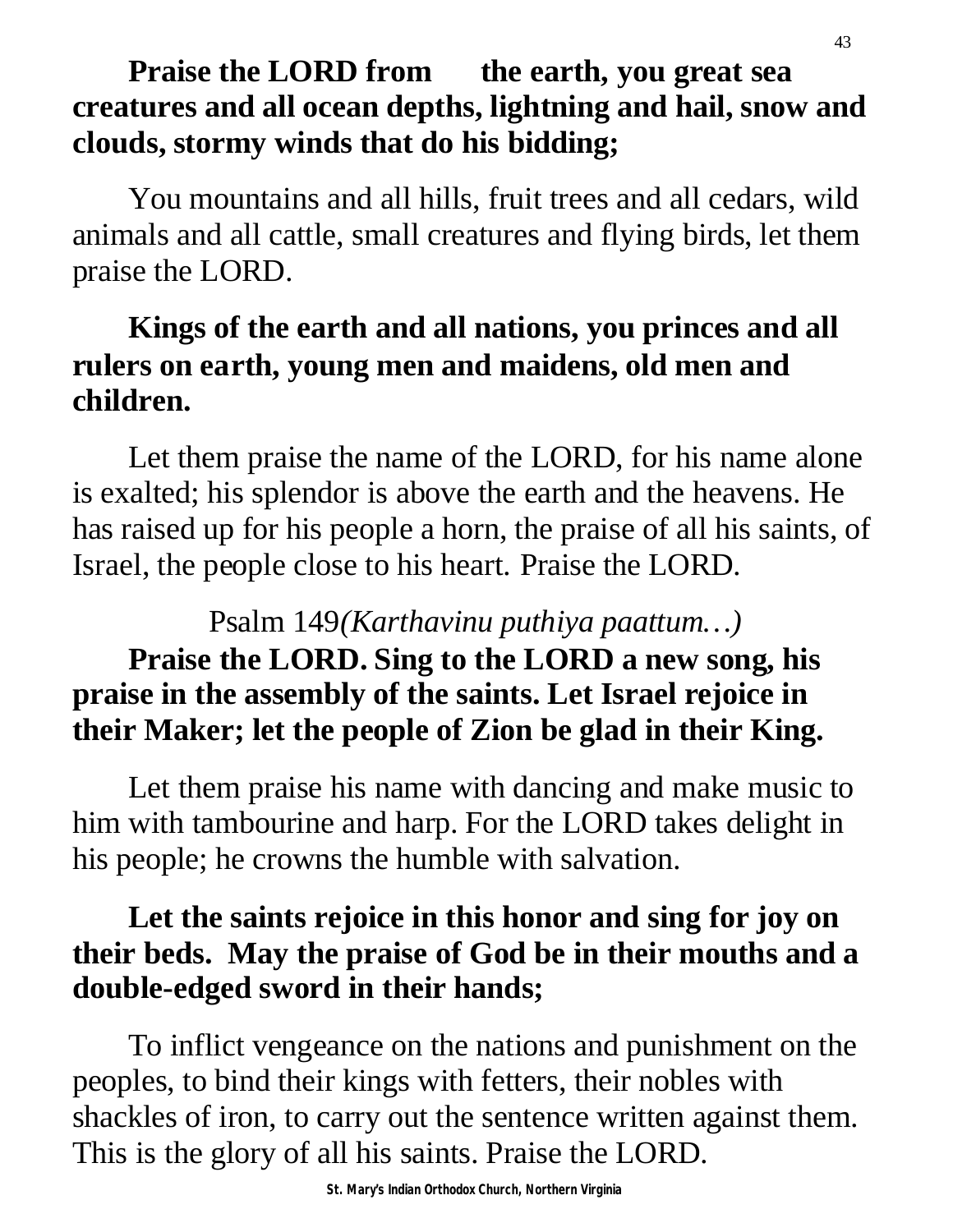**Praise the LORD from the earth, you great sea creatures and all ocean depths, lightning and hail, snow and clouds, stormy winds that do his bidding;**

You mountains and all hills, fruit trees and all cedars, wild animals and all cattle, small creatures and flying birds, let them praise the LORD.

**Kings of the earth and all nations, you princes and all rulers on earth, young men and maidens, old men and children.**

Let them praise the name of the LORD, for his name alone is exalted; his splendor is above the earth and the heavens. He has raised up for his people a horn, the praise of all his saints, of Israel, the people close to his heart. Praise the LORD.

Psalm 149*(Karthavinu puthiya paattum…)*

**Praise the LORD. Sing to the LORD a new song, his praise in the assembly of the saints. Let Israel rejoice in their Maker; let the people of Zion be glad in their King.**

Let them praise his name with dancing and make music to him with tambourine and harp. For the LORD takes delight in his people; he crowns the humble with salvation.

**Let the saints rejoice in this honor and sing for joy on their beds. May the praise of God be in their mouths and a double-edged sword in their hands;**

To inflict vengeance on the nations and punishment on the peoples, to bind their kings with fetters, their nobles with shackles of iron, to carry out the sentence written against them. This is the glory of all his saints. Praise the LORD.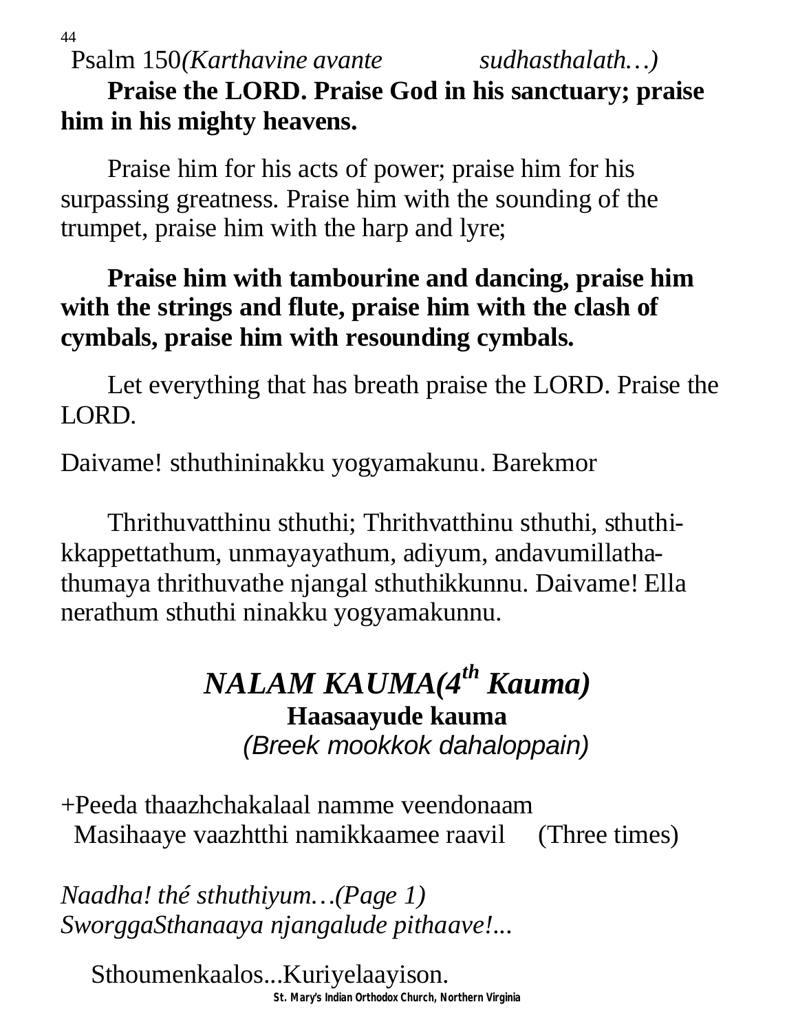Psalm 150*(Karthavine avante sudhasthalath…)*

**Praise the LORD. Praise God in his sanctuary; praise him in his mighty heavens.**

Praise him for his acts of power; praise him for his surpassing greatness. Praise him with the sounding of the trumpet, praise him with the harp and lyre;

**Praise him with tambourine and dancing, praise him with the strings and flute, praise him with the clash of cymbals, praise him with resounding cymbals.**

Let everything that has breath praise the LORD. Praise the LORD.

Daivame! sthuthininakku yogyamakunu. Barekmor

Thrithuvatthinu sthuthi; Thrithvatthinu sthuthi, sthuthikkappettathum, unmayayathum, adiyum, andavumillathathumaya thrithuvathe njangal sthuthikkunnu. Daivame! Ella nerathum sthuthi ninakku yogyamakunnu.

## *NALAM KAUMA(4th Kauma)*

**Haasaayude kauma**

*(Breek mookkok dahaloppain)*

+Peeda thaazhchakalaal namme veendonaam
Masihaaye vaazhtthi namikkaamee raavil (Three times)

*Naadha! thé sthuthiyum…(Page 1)*
*SworggaSthanaaya njangalude pithaave!...*

Sthoumenkaalos...Kuriyelaayison.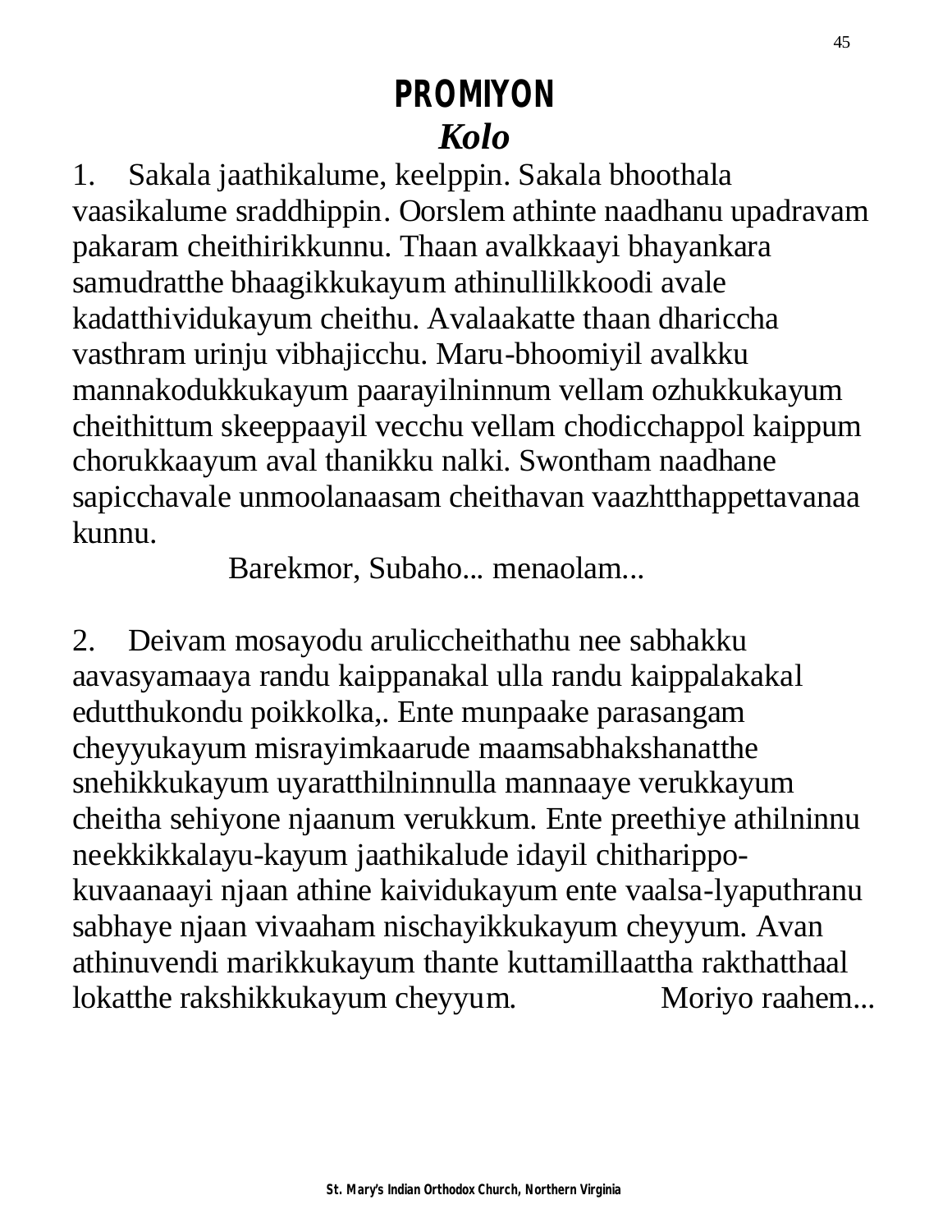# PROMIYON

## *Kolo*

1. Sakala jaathikalume, keelppin. Sakala bhoothala vaasikalume sraddhippin. Oorslem athinte naadhanu upadravam pakaram cheithirikkunnu. Thaan avalkkaayi bhayankara samudratthe bhaagikkukayum athinullilkkoodi avale kadatthividukayum cheithu. Avalaakatte thaan dhariccha vasthram urinju vibhajicchu. Maru-bhoomiyil avalkku mannakodukkukayum paarayilninnum vellam ozhukkukayum cheithittum skeeppaayil vecchu vellam chodicchappol kaippum chorukkaayum aval thanikku nalki. Swontham naadhane sapicchavale unmoolanaasam cheithavan vaazhtthappettavanaa kunnu.

Barekmor, Subaho... menaolam...

2. Deivam mosayodu aruliccheithathu nee sabhakku aavasyamaaya randu kaippanakal ulla randu kaippalakakal edutthukondu poikkolka,. Ente munpaake parasangam cheyyukayum misrayimkaarude maamsabhakshanatthe snehikkukayum uyaratthilninnulla mannaaye verukkayum cheitha sehiyone njaanum verukkum. Ente preethiye athilninnu neekkikkalayu-kayum jaathikalude idayil chitharippo-kuvaanaayi njaan athine kaividukayum ente vaalsa-lyaputhranu sabhaye njaan vivaaham nischayikkukayum cheyyum. Avan athinuvendi marikkukayum thante kuttamillaattha rakthatthaal lokatthe rakshikkukayum cheyyum. Moriyo raahem...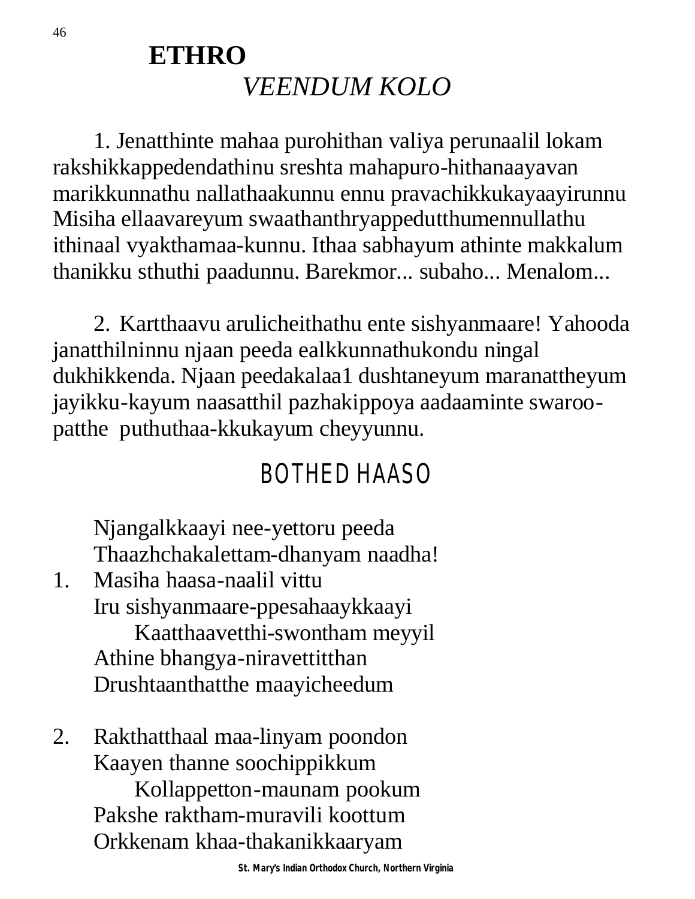# ETHRO

*VEENDUM KOLO*

1. Jenatthinte mahaa purohithan valiya perunaalil lokam rakshikkappedendathinu sreshta mahapuro-hithanaayavan marikkunnathu nallathaakunnu ennu pravachikkukayaayirunnu Misiha ellaavareyum swaathanthryappedutthumennullathu ithinaal vyakthamaa-kunnu. Ithaa sabhayum athinte makkalum thanikku sthuthi paadunnu. Barekmor... subaho... Menalom...

2. Kartthaavu arulicheithathu ente sishyanmaare! Yahooda janatthilninnu njaan peeda ealkkunnathukondu ningal dukhikkenda. Njaan peedakalaa1 dushtaneyum maranattheyum jayikku-kayum naasatthil pazhakippoya aadaaminte swaroo-patthe puthuthaa-kkukayum cheyyunnu.

## BOTHED HAASO

Njangalkkaayi nee-yettoru peeda
Thaazhchakalettam-dhanyam naadha!

1. Masiha haasa-naalil vittu
Iru sishyanmaare-ppesahaaykkaayi
Kaatthaavetthi-swontham meyyil
Athine bhangya-niravettitthan
Drushtaanthatthe maayicheedum

2. Rakthatthaal maa-linyam poondon
Kaayen thanne soochippikkum
Kollappetton-maunam pookum
Pakshe raktham-muravili koottum
Orkkenam khaa-thakanikkaaryam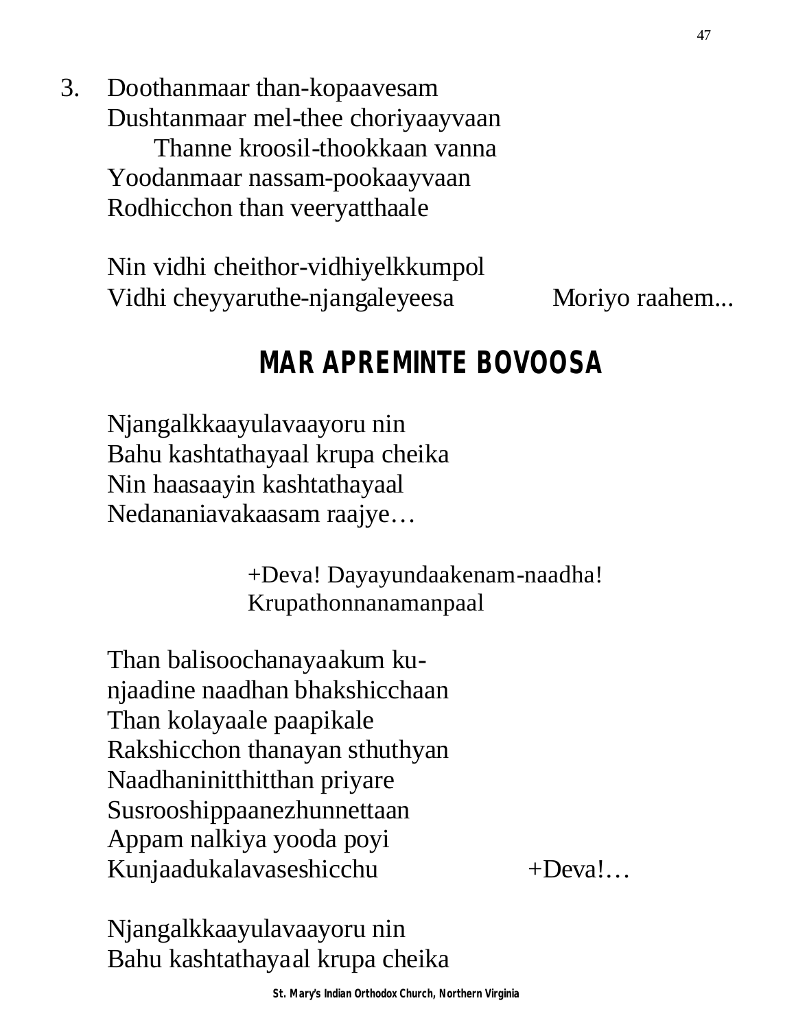3. Doothanmaar than-kopaavesam
   Dushtanmaar mel-thee choriyaayvaan
   Thanne kroosil-thookkaan vanna
   Yoodanmaar nassam-pookaayvaan
   Rodhicchon than veeryatthaale

   Nin vidhi cheithor-vidhiyelkkumpol
   Vidhi cheyyaruthe-njangaleyeesa Moriyo raahem...

## MAR APREMINTE BOVOOSA

Njangalkkaayulavaayoru nin
Bahu kashtathayaal krupa cheika
Nin haasaayin kashtathayaal
Nedananiavakaasam raajye…

+Deva! Dayayundaakenam-naadha!
Krupathonnanamanpaal

Than balisoochanayaakum ku-
njaadine naadhan bhakshicchaan
Than kolayaale paapikale
Rakshicchon thanayan sthuthyan
Naadhaninitthitthan priyare
Susrooshippaanezhunnettaan
Appam nalkiya yooda poyi
Kunjaadukalavaseshicchu +Deva!…

Njangalkkaayulavaayoru nin
Bahu kashtathayaal krupa cheika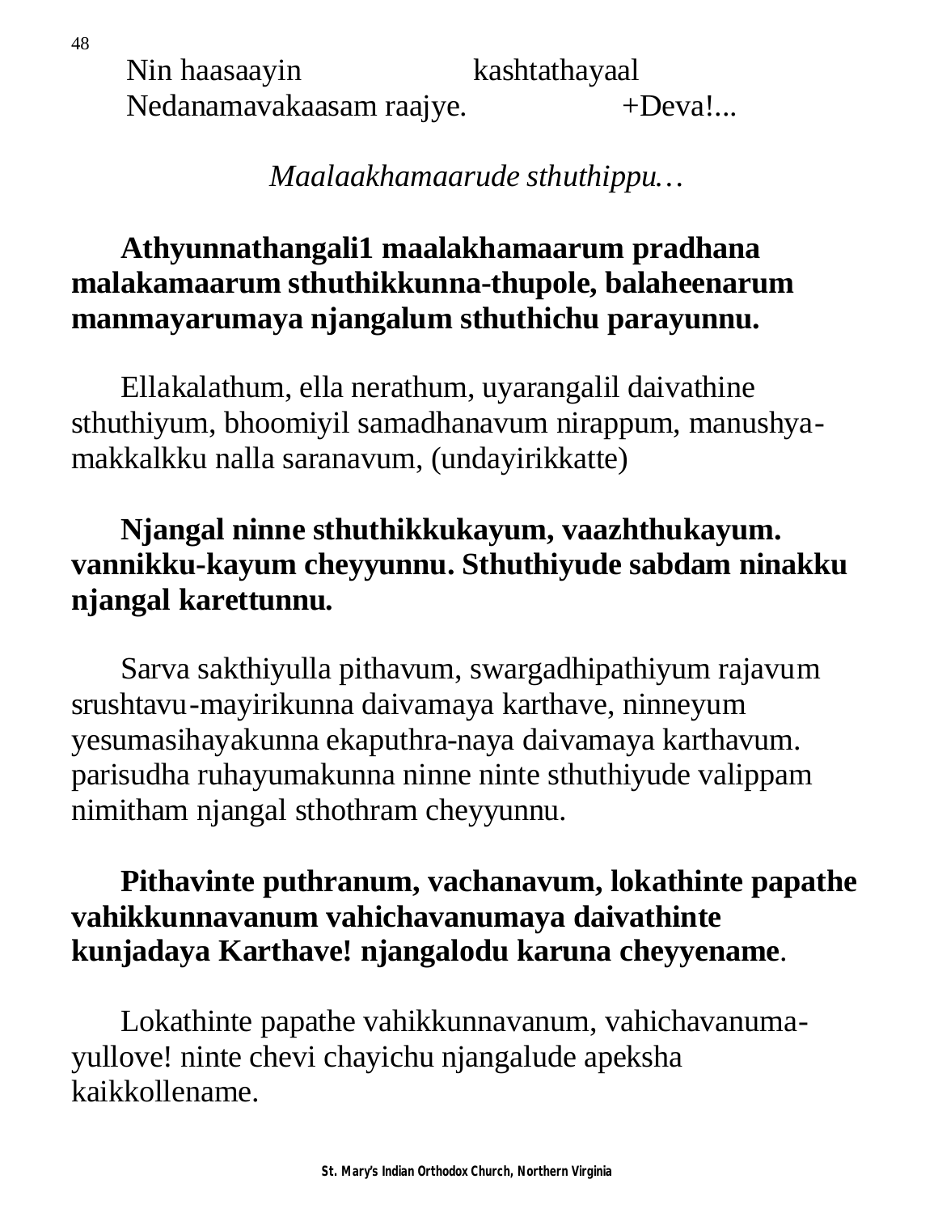Nin haasaayin kashtathayaal
Nedanamavakaasam raajye. +Deva!...

*Maalaakhamaarude sthuthippu…*

**Athyunnathangali1 maalakhamaarum pradhana malakamaarum sthuthikkunna-thupole, balaheenarum manmayarumaya njangalum sthuthichu parayunnu.**

Ellakalathum, ella nerathum, uyarangalil daivathine sthuthiyum, bhoomiyil samadhanavum nirappum, manushya-makkalkku nalla saranavum, (undayirikkatte)

**Njangal ninne sthuthikkukayum, vaazhthukayum. vannikku-kayum cheyyunnu. Sthuthiyude sabdam ninakku njangal karettunnu.**

Sarva sakthiyulla pithavum, swargadhipathiyum rajavum srushtavu-mayirikunna daivamaya karthave, ninneyum yesumasihayakunna ekaputhra-naya daivamaya karthavum. parisudha ruhayumakunna ninne ninte sthuthiyude valippam nimitham njangal sthothram cheyyunnu.

**Pithavinte puthranum, vachanavum, lokathinte papathe vahikkunnavanum vahichavanumaya daivathinte kunjadaya Karthave! njangalodu karuna cheyyename**.

Lokathinte papathe vahikkunnavanum, vahichavanuma-yullove! ninte chevi chayichu njangalude apeksha kaikkollename.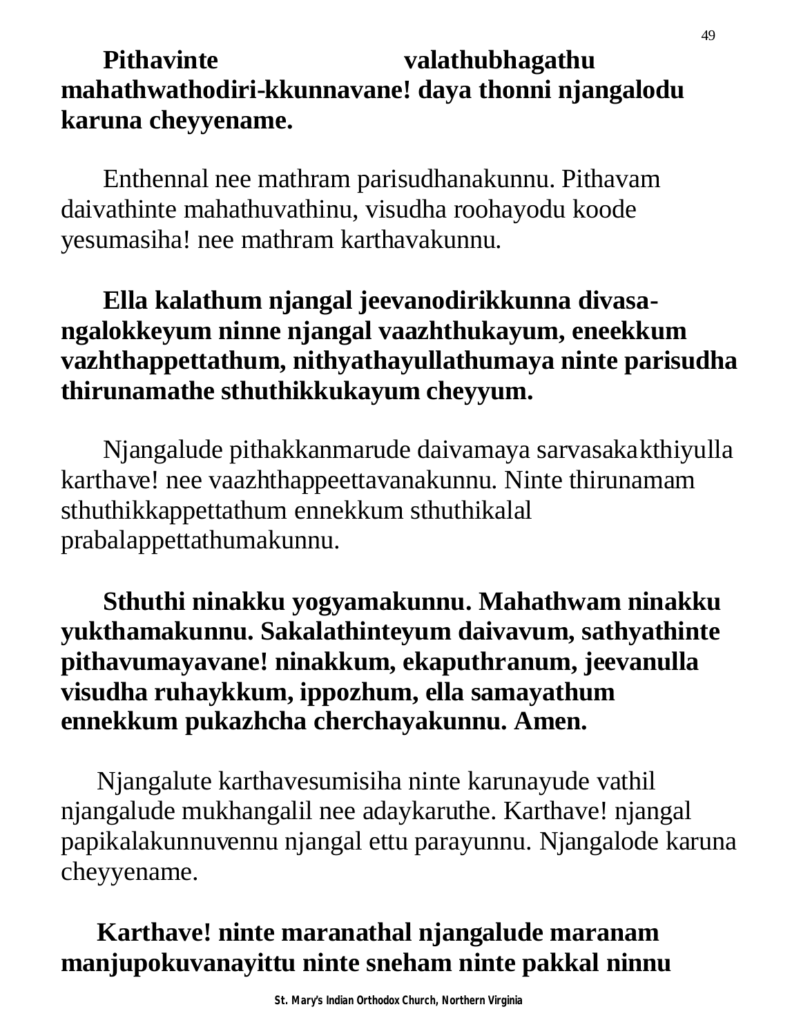**Pithavinte valathubhagathu mahathwathodiri-kkunnavane! daya thonni njangalodu karuna cheyyename.**

Enthennal nee mathram parisudhanakunnu. Pithavam daivathinte mahathuvathinu, visudha roohayodu koode yesumasiha! nee mathram karthavakunnu.

**Ella kalathum njangal jeevanodirikkunna divasa-ngalokkeyum ninne njangal vaazhthukayum, eneekkum vazhthappettathum, nithyathayullathumaya ninte parisudha thirunamathe sthuthikkukayum cheyyum.**

Njangalude pithakkanmarude daivamaya sarvasakakthiyulla karthave! nee vaazhthappeettavanakunnu. Ninte thirunamam sthuthikkappettathum ennekkum sthuthikalal prabalappettathumakunnu.

**Sthuthi ninakku yogyamakunnu. Mahathwam ninakku yukthamakunnu. Sakalathinteyum daivavum, sathyathinte pithavumayavane! ninakkum, ekaputhranum, jeevanulla visudha ruhaykkum, ippozhum, ella samayathum ennekkum pukazhcha cherchayakunnu. Amen.**

Njangalute karthavesumisiha ninte karunayude vathil njangalude mukhangalil nee adaykaruthe. Karthave! njangal papikalakunnuvennu njangal ettu parayunnu. Njangalode karuna cheyyename.

**Karthave! ninte maranathal njangalude maranam manjupokuvanayittu ninte sneham ninte pakkal ninnu**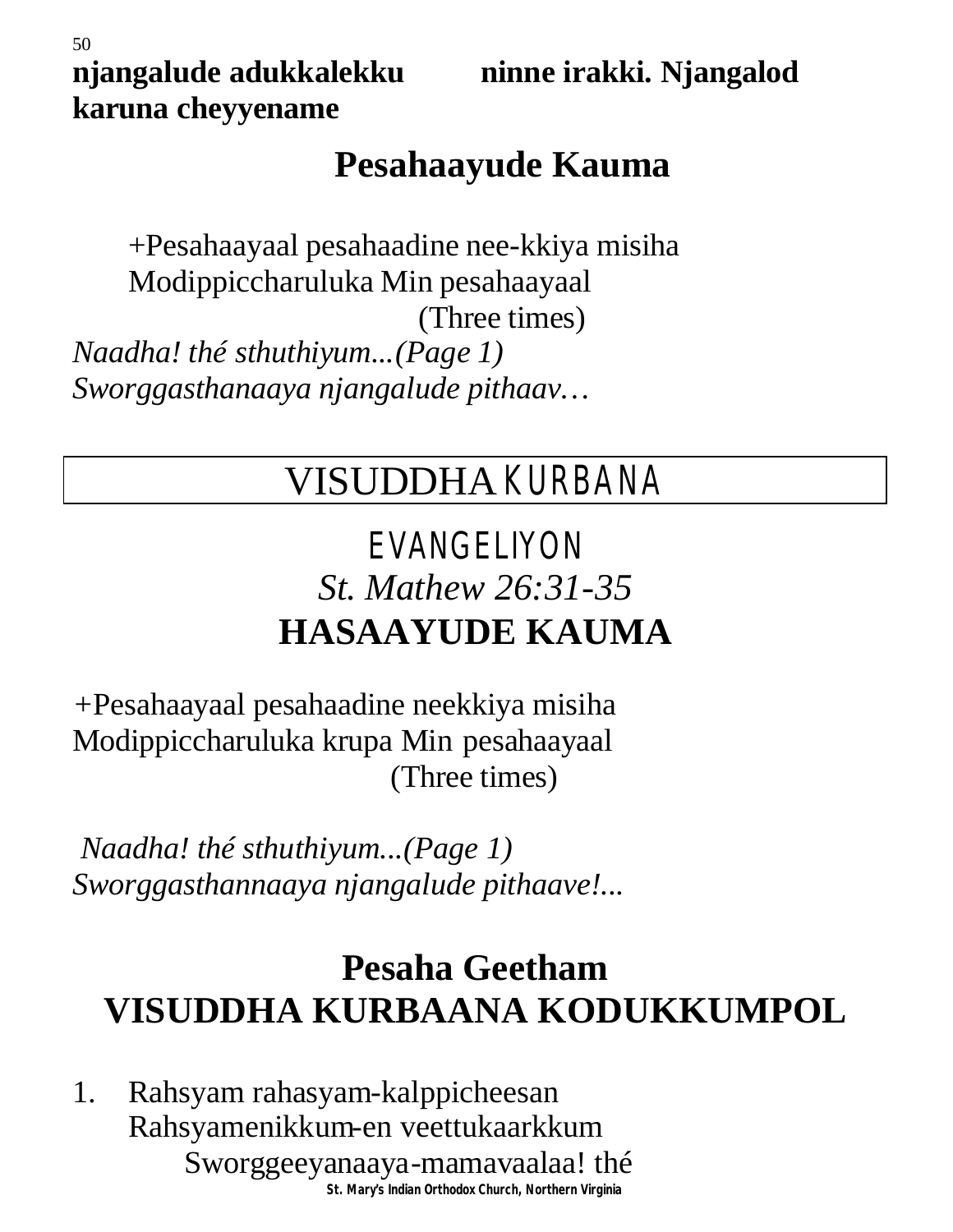**njangalude adukkalekku ninne irakki. Njangalod karuna cheyyename**

## Pesahaayude Kauma

+Pesahaayaal pesahaadine nee-kkiya misiha
Modippiccharuluka Min pesahaayaal
(Three times)

*Naadha! thé sthuthiyum...(Page 1)*
*Sworggasthanaaya njangalude pithaav…*

# VISUDDHA KURBANA

## EVANGELIYON

*St. Mathew 26:31-35*

## HASAAYUDE KAUMA

+Pesahaayaal pesahaadine neekkiya misiha
Modippiccharuluka krupa Min pesahaayaal
(Three times)

*Naadha! thé sthuthiyum...(Page 1)*
*Sworggasthannaaya njangalude pithaave!...*

## Pesaha Geetham
## VISUDDHA KURBAANA KODUKKUMPOL

1. Rahsyam rahasyam-kalppicheesan
   Rahsyamenikkum-en veettukaarkkum
   Sworggeeyanaaya-mamavaalaa! thé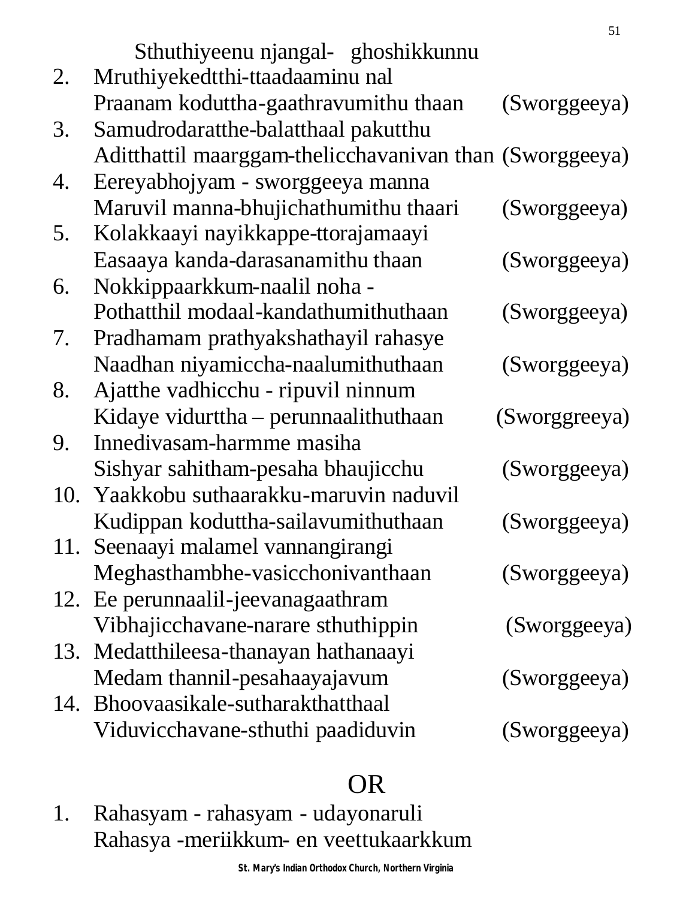Sthuthiyeenu njangal- ghoshikkunnu

2. Mruthiyekedtthi-ttaadaaminu nal
   Praanam koduttha-gaathravumithu thaan (Sworggeeya)
3. Samudrodaratthe-balatthaal pakutthu
   Aditthattil maarggam-thelicchavanivan than (Sworggeeya)
4. Eereyabhojyam - sworggeeya manna
   Maruvil manna-bhujichathumithu thaari (Sworggeeya)
5. Kolakkaayi nayikkappe-ttorajamaayi
   Easaaya kanda-darasanamithu thaan (Sworggeeya)
6. Nokkippaarkkum-naalil noha -
   Pothatthil modaal-kandathumithuthaan (Sworggeeya)
7. Pradhamam prathyakshathayil rahasye
   Naadhan niyamiccha-naalumithuthaan (Sworggeeya)
8. Ajatthe vadhicchu - ripuvil ninnum
   Kidaye vidurttha – perunnaalithuthaan (Sworggreeya)
9. Innedivasam-harmme masiha
   Sishyar sahitham-pesaha bhaujicchu (Sworggeeya)
10. Yaakkobu suthaarakku-maruvin naduvil
    Kudippan koduttha-sailavumithuthaan (Sworggeeya)
11. Seenaayi malamel vannangirangi
    Meghasthambhe-vasicchonivanthaan (Sworggeeya)
12. Ee perunnaalil-jeevanagaathram
    Vibhajicchavane-narare sthuthippin (Sworggeeya)
13. Medatthileesa-thanayan hathanaayi
    Medam thannil-pesahaayajavum (Sworggeeya)
14. Bhoovaasikale-sutharakthatthaal
    Viduvicchavane-sthuthi paadiduvin (Sworggeeya)

## OR

1. Rahasyam - rahasyam - udayonaruli
   Rahasya -meriikkum- en veettukaarkkum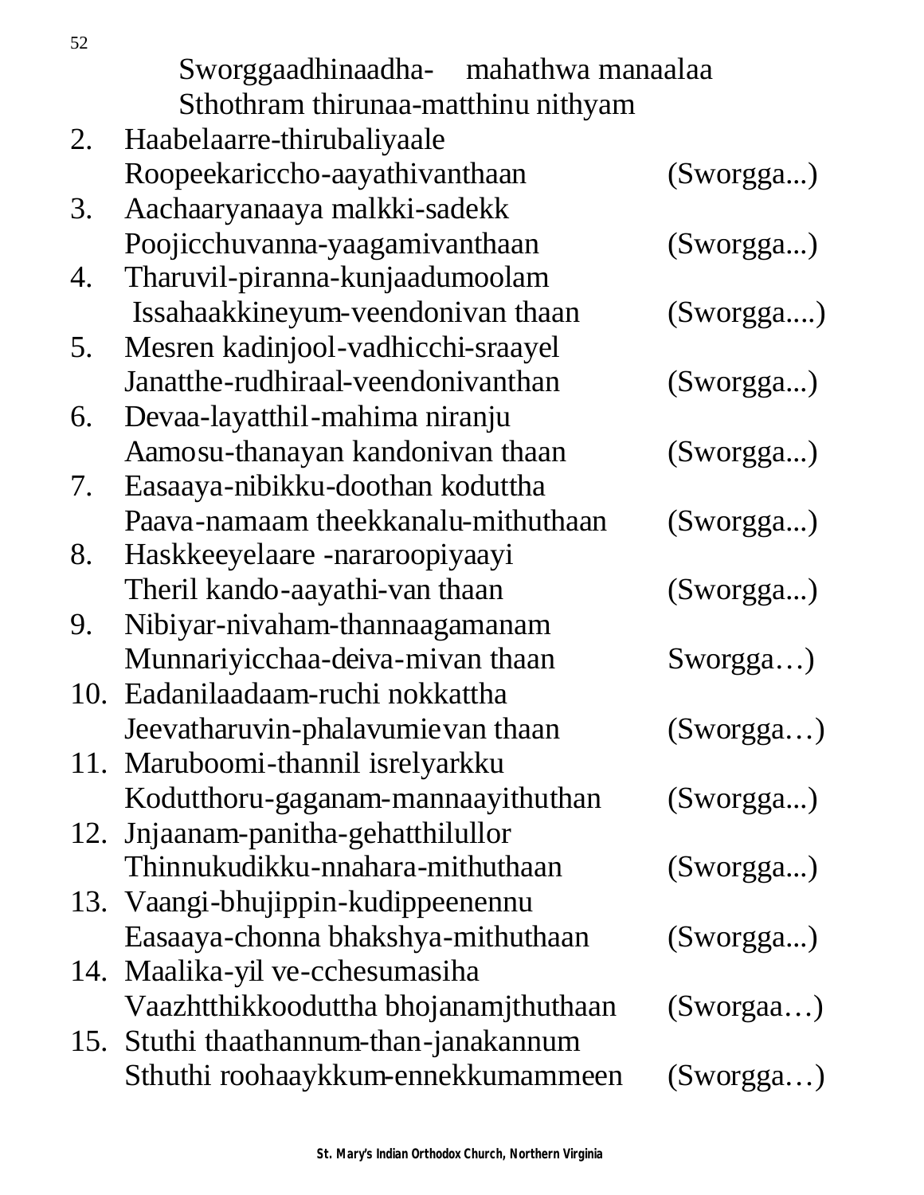Sworggaadhinaadha- mahathwa manaalaa
Sthothram thirunaa-matthinu nithyam

2. Haabelaarre-thirubaliyaale
   Roopeekariccho-aayathivanthaan (Sworgga...)
3. Aachaaryanaaya malkki-sadekk
   Poojicchuvanna-yaagamivanthaan (Sworgga...)
4. Tharuvil-piranna-kunjaadumoolam
   Issahaakkineyum-veendonivan thaan (Sworgga....)
5. Mesren kadinjool-vadhicchi-sraayel
   Janatthe-rudhiraal-veendonivanthan (Sworgga...)
6. Devaa-layatthil-mahima niranju
   Aamosu-thanayan kandonivan thaan (Sworgga...)
7. Easaaya-nibikku-doothan koduttha
   Paava-namaam theekkanalu-mithuthaan (Sworgga...)
8. Haskkeeyelaare -nararoopiyaayi
   Theril kando-aayathi-van thaan (Sworgga...)
9. Nibiyar-nivaham-thannaagamanam
   Munnariyicchaa-deiva-mivan thaan Sworgga…)
10. Eadanilaadaam-ruchi nokkattha
    Jeevatharuvin-phalavumievan thaan (Sworgga…)
11. Maruboomi-thannil isrelyarkku
    Kodutthoru-gaganam-mannaayithuthan (Sworgga...)
12. Jnjaanam-panitha-gehatthilullor
    Thinnukudikku-nnahara-mithuthaan (Sworgga...)
13. Vaangi-bhujippin-kudippeenennu
    Easaaya-chonna bhakshya-mithuthaan (Sworgga...)
14. Maalika-yil ve-cchesumasiha
    Vaazhtthikkooduttha bhojanamjthuthaan (Sworgaa…)
15. Stuthi thaathannum-than-janakannum
    Sthuthi roohaaykkum-ennekkumammeen (Sworgga…)

**St. Mary's Indian Orthodox Church, Northern Virginia**